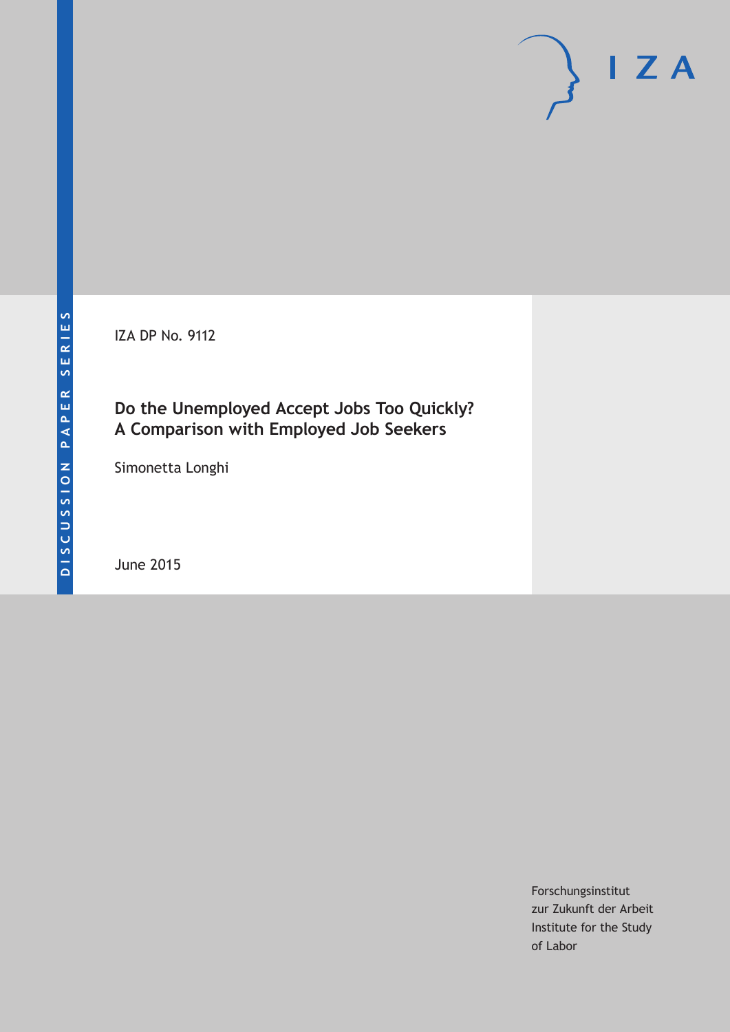DISCUSSION PAPER SERIES

IZA DP No. 9112

# Do the Unemployed Accept Jobs Too Quickly? A Comparison with Employed Job Seekers

Simonetta Longhi

June 2015

IZA

Forschungsinstitut
zur Zukunft der Arbeit
Institute for the Study
of Labor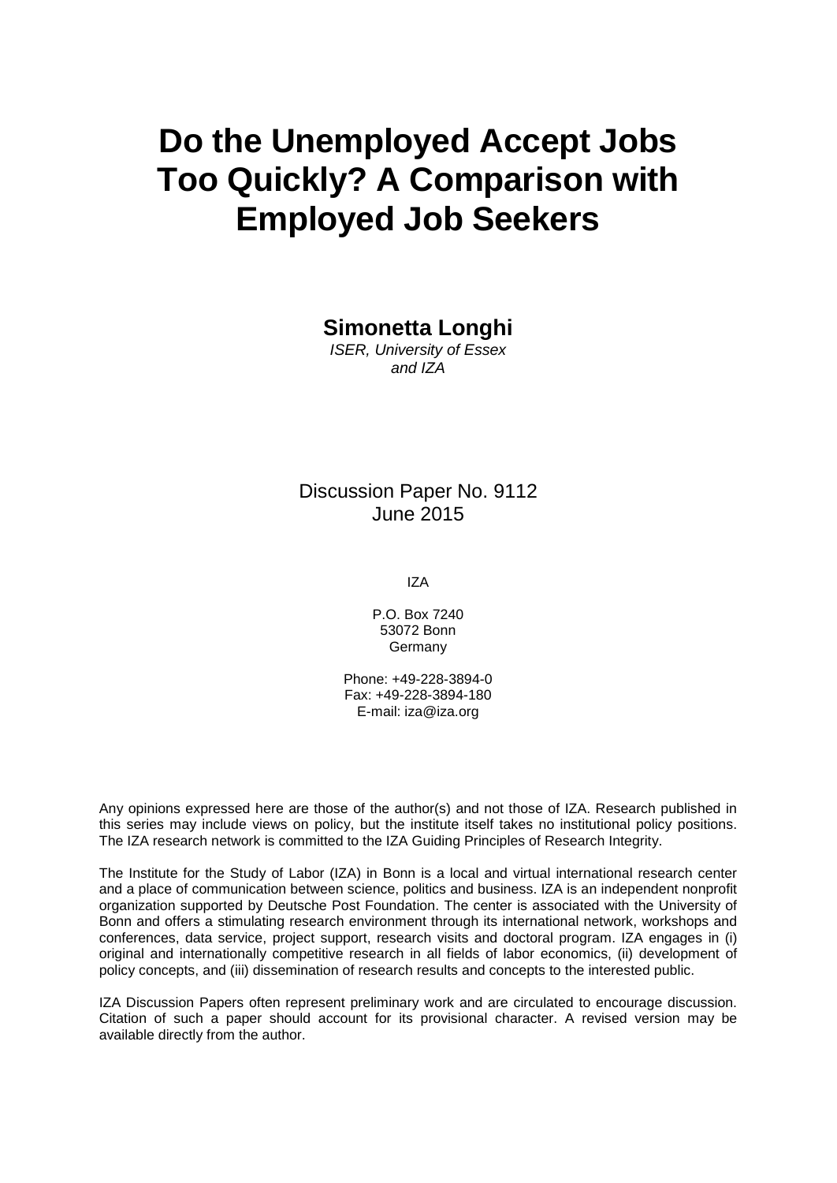# Do the Unemployed Accept Jobs Too Quickly? A Comparison with Employed Job Seekers

**Simonetta Longhi**

*ISER, University of Essex*
*and IZA*

Discussion Paper No. 9112
June 2015

IZA

P.O. Box 7240
53072 Bonn
Germany

Phone: +49-228-3894-0
Fax: +49-228-3894-180
E-mail: iza@iza.org

Any opinions expressed here are those of the author(s) and not those of IZA. Research published in this series may include views on policy, but the institute itself takes no institutional policy positions. The IZA research network is committed to the IZA Guiding Principles of Research Integrity.

The Institute for the Study of Labor (IZA) in Bonn is a local and virtual international research center and a place of communication between science, politics and business. IZA is an independent nonprofit organization supported by Deutsche Post Foundation. The center is associated with the University of Bonn and offers a stimulating research environment through its international network, workshops and conferences, data service, project support, research visits and doctoral program. IZA engages in (i) original and internationally competitive research in all fields of labor economics, (ii) development of policy concepts, and (iii) dissemination of research results and concepts to the interested public.

IZA Discussion Papers often represent preliminary work and are circulated to encourage discussion. Citation of such a paper should account for its provisional character. A revised version may be available directly from the author.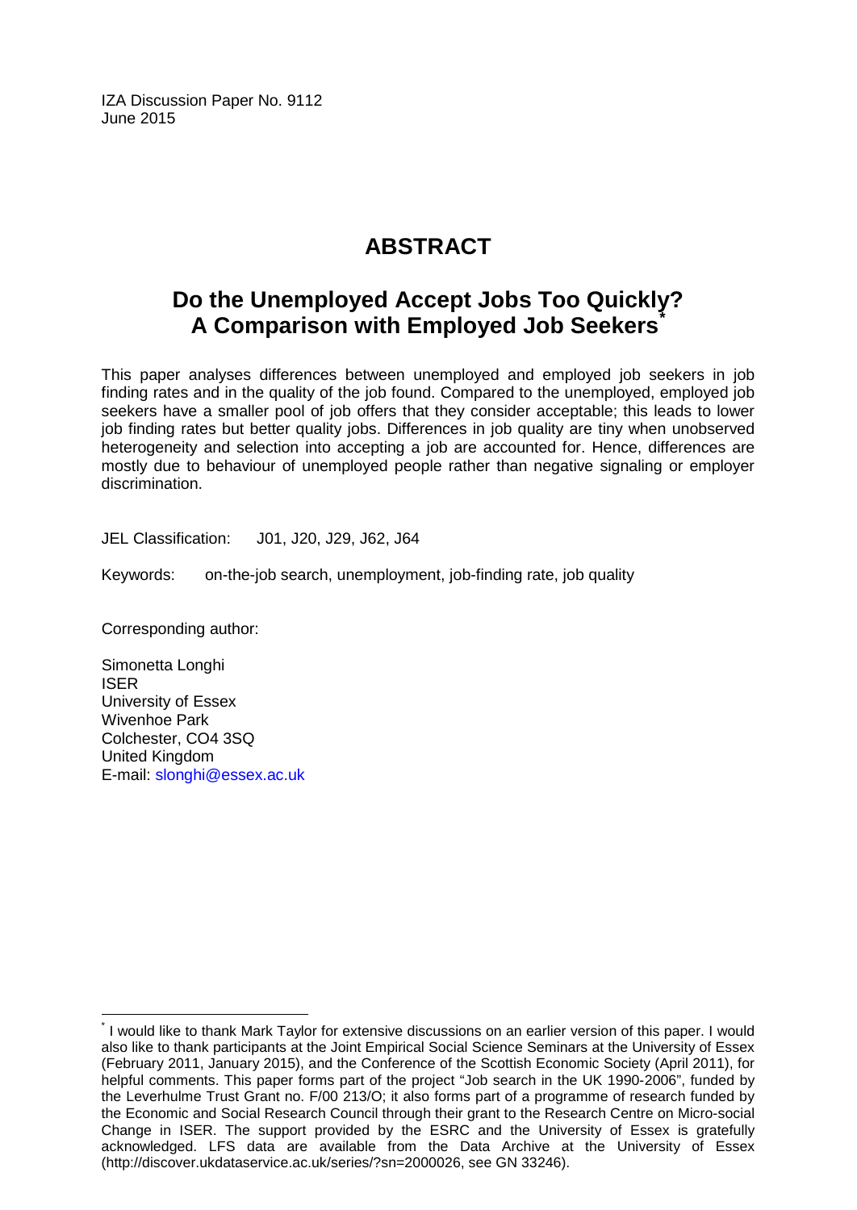IZA Discussion Paper No. 9112
June 2015

# ABSTRACT

## Do the Unemployed Accept Jobs Too Quickly? A Comparison with Employed Job Seekers*

This paper analyses differences between unemployed and employed job seekers in job finding rates and in the quality of the job found. Compared to the unemployed, employed job seekers have a smaller pool of job offers that they consider acceptable; this leads to lower job finding rates but better quality jobs. Differences in job quality are tiny when unobserved heterogeneity and selection into accepting a job are accounted for. Hence, differences are mostly due to behaviour of unemployed people rather than negative signaling or employer discrimination.

JEL Classification: J01, J20, J29, J62, J64

Keywords: on-the-job search, unemployment, job-finding rate, job quality

Corresponding author:

Simonetta Longhi
ISER
University of Essex
Wivenhoe Park
Colchester, CO4 3SQ
United Kingdom
E-mail: slonghi@essex.ac.uk

---

* I would like to thank Mark Taylor for extensive discussions on an earlier version of this paper. I would also like to thank participants at the Joint Empirical Social Science Seminars at the University of Essex (February 2011, January 2015), and the Conference of the Scottish Economic Society (April 2011), for helpful comments. This paper forms part of the project "Job search in the UK 1990-2006", funded by the Leverhulme Trust Grant no. F/00 213/O; it also forms part of a programme of research funded by the Economic and Social Research Council through their grant to the Research Centre on Micro-social Change in ISER. The support provided by the ESRC and the University of Essex is gratefully acknowledged. LFS data are available from the Data Archive at the University of Essex (http://discover.ukdataservice.ac.uk/series/?sn=2000026, see GN 33246).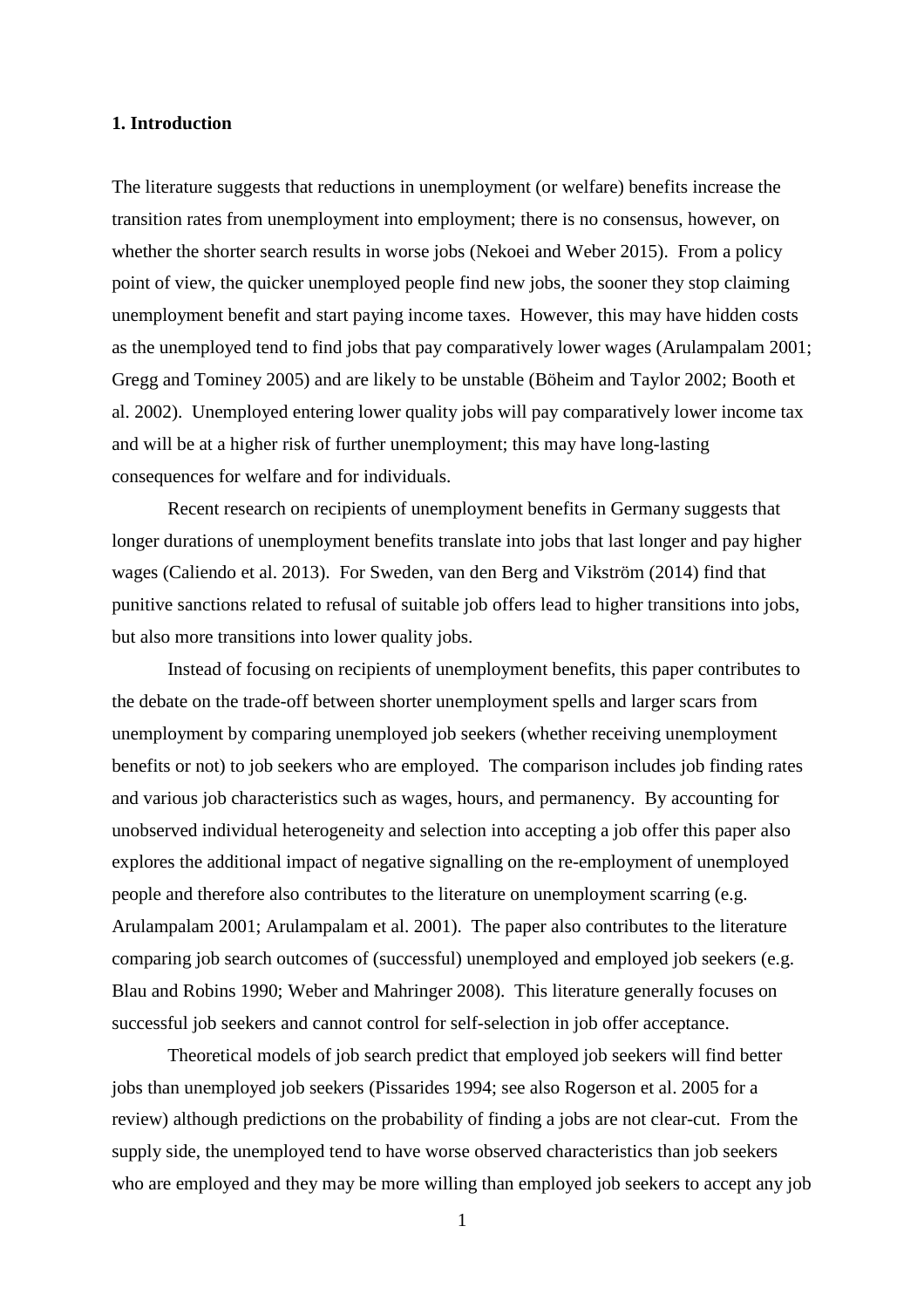## 1. Introduction

The literature suggests that reductions in unemployment (or welfare) benefits increase the transition rates from unemployment into employment; there is no consensus, however, on whether the shorter search results in worse jobs (Nekoei and Weber 2015). From a policy point of view, the quicker unemployed people find new jobs, the sooner they stop claiming unemployment benefit and start paying income taxes. However, this may have hidden costs as the unemployed tend to find jobs that pay comparatively lower wages (Arulampalam 2001; Gregg and Tominey 2005) and are likely to be unstable (Böheim and Taylor 2002; Booth et al. 2002). Unemployed entering lower quality jobs will pay comparatively lower income tax and will be at a higher risk of further unemployment; this may have long-lasting consequences for welfare and for individuals.

Recent research on recipients of unemployment benefits in Germany suggests that longer durations of unemployment benefits translate into jobs that last longer and pay higher wages (Caliendo et al. 2013). For Sweden, van den Berg and Vikström (2014) find that punitive sanctions related to refusal of suitable job offers lead to higher transitions into jobs, but also more transitions into lower quality jobs.

Instead of focusing on recipients of unemployment benefits, this paper contributes to the debate on the trade-off between shorter unemployment spells and larger scars from unemployment by comparing unemployed job seekers (whether receiving unemployment benefits or not) to job seekers who are employed. The comparison includes job finding rates and various job characteristics such as wages, hours, and permanency. By accounting for unobserved individual heterogeneity and selection into accepting a job offer this paper also explores the additional impact of negative signalling on the re-employment of unemployed people and therefore also contributes to the literature on unemployment scarring (e.g. Arulampalam 2001; Arulampalam et al. 2001). The paper also contributes to the literature comparing job search outcomes of (successful) unemployed and employed job seekers (e.g. Blau and Robins 1990; Weber and Mahringer 2008). This literature generally focuses on successful job seekers and cannot control for self-selection in job offer acceptance.

Theoretical models of job search predict that employed job seekers will find better jobs than unemployed job seekers (Pissarides 1994; see also Rogerson et al. 2005 for a review) although predictions on the probability of finding a jobs are not clear-cut. From the supply side, the unemployed tend to have worse observed characteristics than job seekers who are employed and they may be more willing than employed job seekers to accept any job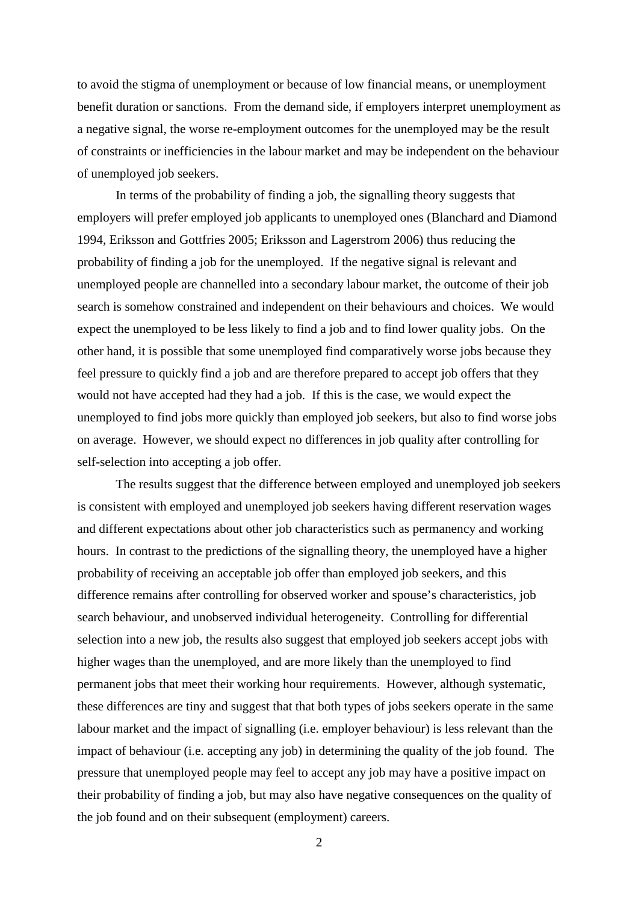to avoid the stigma of unemployment or because of low financial means, or unemployment benefit duration or sanctions. From the demand side, if employers interpret unemployment as a negative signal, the worse re-employment outcomes for the unemployed may be the result of constraints or inefficiencies in the labour market and may be independent on the behaviour of unemployed job seekers.

In terms of the probability of finding a job, the signalling theory suggests that employers will prefer employed job applicants to unemployed ones (Blanchard and Diamond 1994, Eriksson and Gottfries 2005; Eriksson and Lagerstrom 2006) thus reducing the probability of finding a job for the unemployed. If the negative signal is relevant and unemployed people are channelled into a secondary labour market, the outcome of their job search is somehow constrained and independent on their behaviours and choices. We would expect the unemployed to be less likely to find a job and to find lower quality jobs. On the other hand, it is possible that some unemployed find comparatively worse jobs because they feel pressure to quickly find a job and are therefore prepared to accept job offers that they would not have accepted had they had a job. If this is the case, we would expect the unemployed to find jobs more quickly than employed job seekers, but also to find worse jobs on average. However, we should expect no differences in job quality after controlling for self-selection into accepting a job offer.

The results suggest that the difference between employed and unemployed job seekers is consistent with employed and unemployed job seekers having different reservation wages and different expectations about other job characteristics such as permanency and working hours. In contrast to the predictions of the signalling theory, the unemployed have a higher probability of receiving an acceptable job offer than employed job seekers, and this difference remains after controlling for observed worker and spouse's characteristics, job search behaviour, and unobserved individual heterogeneity. Controlling for differential selection into a new job, the results also suggest that employed job seekers accept jobs with higher wages than the unemployed, and are more likely than the unemployed to find permanent jobs that meet their working hour requirements. However, although systematic, these differences are tiny and suggest that that both types of jobs seekers operate in the same labour market and the impact of signalling (i.e. employer behaviour) is less relevant than the impact of behaviour (i.e. accepting any job) in determining the quality of the job found. The pressure that unemployed people may feel to accept any job may have a positive impact on their probability of finding a job, but may also have negative consequences on the quality of the job found and on their subsequent (employment) careers.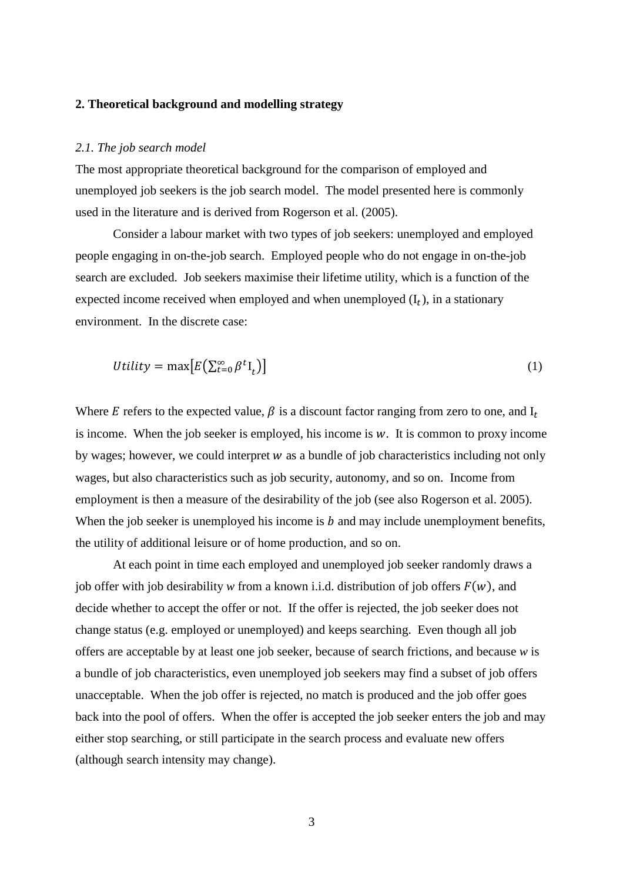## 2. Theoretical background and modelling strategy

### *2.1. The job search model*

The most appropriate theoretical background for the comparison of employed and unemployed job seekers is the job search model. The model presented here is commonly used in the literature and is derived from Rogerson et al. (2005).

Consider a labour market with two types of job seekers: unemployed and employed people engaging in on-the-job search. Employed people who do not engage in on-the-job search are excluded. Job seekers maximise their lifetime utility, which is a function of the expected income received when employed and when unemployed ($\mathrm{I}_t$), in a stationary environment. In the discrete case:

$$Utility = \max\left[E\left(\sum_{t=0}^{\infty} \beta^t \mathrm{I}_t\right)\right] \tag{1}$$

Where $E$ refers to the expected value, $\beta$ is a discount factor ranging from zero to one, and $\mathrm{I}_t$ is income. When the job seeker is employed, his income is $w$. It is common to proxy income by wages; however, we could interpret $w$ as a bundle of job characteristics including not only wages, but also characteristics such as job security, autonomy, and so on. Income from employment is then a measure of the desirability of the job (see also Rogerson et al. 2005). When the job seeker is unemployed his income is $b$ and may include unemployment benefits, the utility of additional leisure or of home production, and so on.

At each point in time each employed and unemployed job seeker randomly draws a job offer with job desirability $w$ from a known i.i.d. distribution of job offers $F(w)$, and decide whether to accept the offer or not. If the offer is rejected, the job seeker does not change status (e.g. employed or unemployed) and keeps searching. Even though all job offers are acceptable by at least one job seeker, because of search frictions, and because $w$ is a bundle of job characteristics, even unemployed job seekers may find a subset of job offers unacceptable. When the job offer is rejected, no match is produced and the job offer goes back into the pool of offers. When the offer is accepted the job seeker enters the job and may either stop searching, or still participate in the search process and evaluate new offers (although search intensity may change).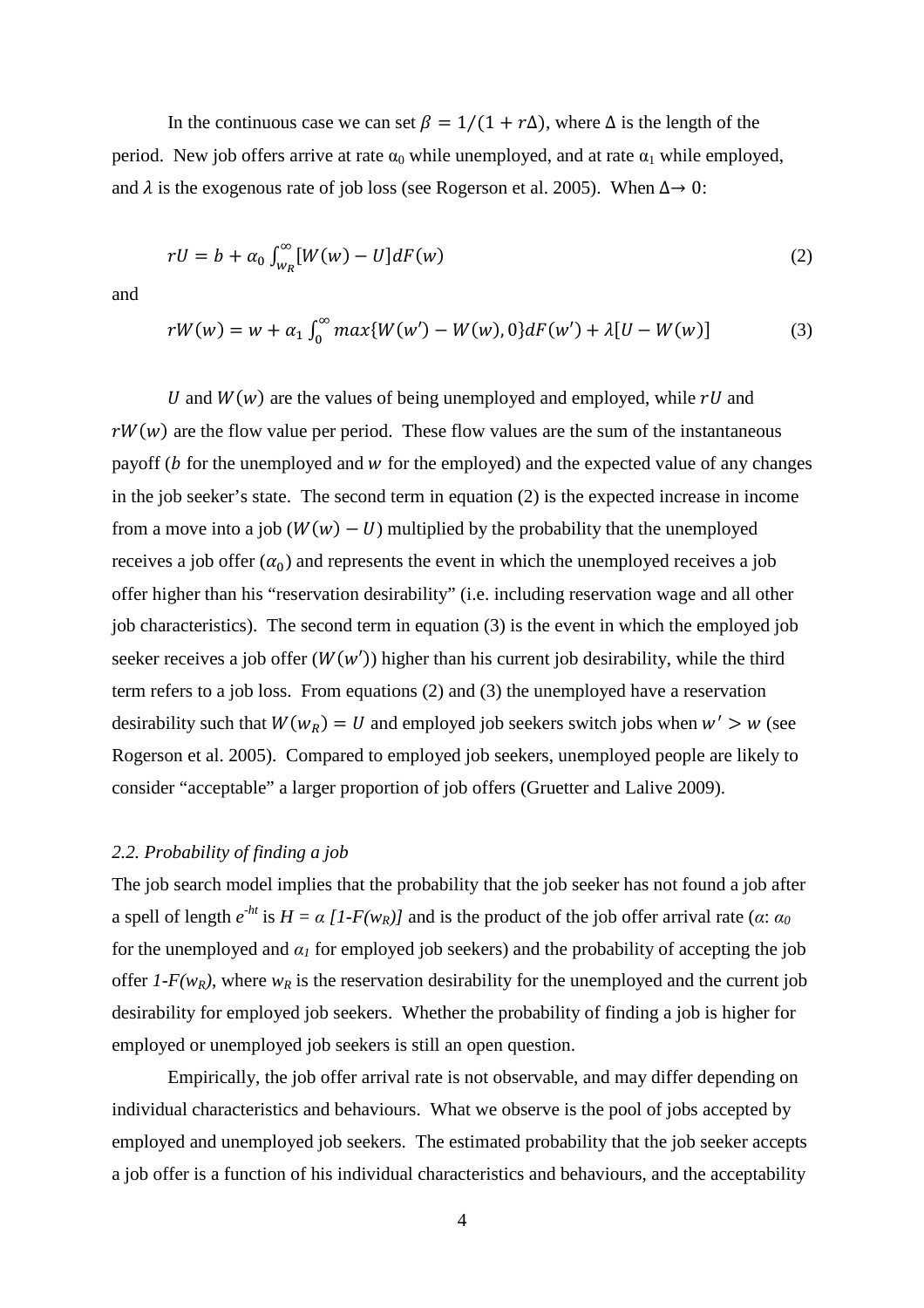In the continuous case we can set $\beta = 1/(1 + r\Delta)$, where $\Delta$ is the length of the period. New job offers arrive at rate $\alpha_0$ while unemployed, and at rate $\alpha_1$ while employed, and $\lambda$ is the exogenous rate of job loss (see Rogerson et al. 2005). When $\Delta \rightarrow 0$:

$$rU = b + \alpha_0 \int_{w_R}^{\infty} [W(w) - U] dF(w) \tag{2}$$

and

$$rW(w) = w + \alpha_1 \int_0^{\infty} max\{W(w') - W(w), 0\} dF(w') + \lambda[U - W(w)] \tag{3}$$

$U$ and $W(w)$ are the values of being unemployed and employed, while $rU$ and $rW(w)$ are the flow value per period. These flow values are the sum of the instantaneous payoff ($b$ for the unemployed and $w$ for the employed) and the expected value of any changes in the job seeker's state. The second term in equation (2) is the expected increase in income from a move into a job $(W(w) - U)$ multiplied by the probability that the unemployed receives a job offer $(\alpha_0)$ and represents the event in which the unemployed receives a job offer higher than his "reservation desirability" (i.e. including reservation wage and all other job characteristics). The second term in equation (3) is the event in which the employed job seeker receives a job offer $(W(w'))$ higher than his current job desirability, while the third term refers to a job loss. From equations (2) and (3) the unemployed have a reservation desirability such that $W(w_R) = U$ and employed job seekers switch jobs when $w' > w$ (see Rogerson et al. 2005). Compared to employed job seekers, unemployed people are likely to consider "acceptable" a larger proportion of job offers (Gruetter and Lalive 2009).

### *2.2. Probability of finding a job*

The job search model implies that the probability that the job seeker has not found a job after a spell of length $e^{-ht}$ is $H = \alpha\ [1-F(w_R)]$ and is the product of the job offer arrival rate ($\alpha$: $\alpha_0$ for the unemployed and $\alpha_1$ for employed job seekers) and the probability of accepting the job offer $1-F(w_R)$, where $w_R$ is the reservation desirability for the unemployed and the current job desirability for employed job seekers. Whether the probability of finding a job is higher for employed or unemployed job seekers is still an open question.

Empirically, the job offer arrival rate is not observable, and may differ depending on individual characteristics and behaviours. What we observe is the pool of jobs accepted by employed and unemployed job seekers. The estimated probability that the job seeker accepts a job offer is a function of his individual characteristics and behaviours, and the acceptability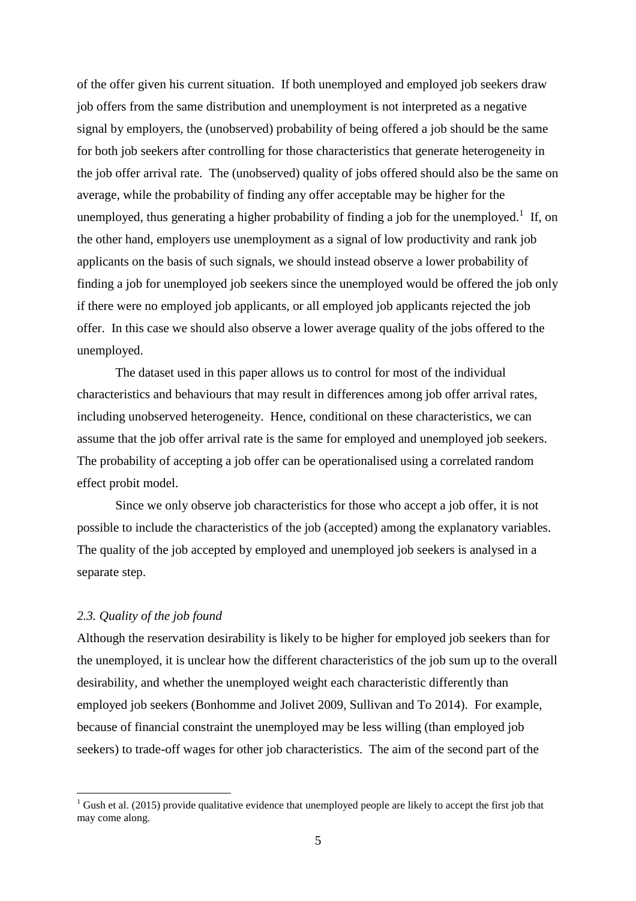of the offer given his current situation. If both unemployed and employed job seekers draw job offers from the same distribution and unemployment is not interpreted as a negative signal by employers, the (unobserved) probability of being offered a job should be the same for both job seekers after controlling for those characteristics that generate heterogeneity in the job offer arrival rate. The (unobserved) quality of jobs offered should also be the same on average, while the probability of finding any offer acceptable may be higher for the unemployed, thus generating a higher probability of finding a job for the unemployed.[1] If, on the other hand, employers use unemployment as a signal of low productivity and rank job applicants on the basis of such signals, we should instead observe a lower probability of finding a job for unemployed job seekers since the unemployed would be offered the job only if there were no employed job applicants, or all employed job applicants rejected the job offer. In this case we should also observe a lower average quality of the jobs offered to the unemployed.

The dataset used in this paper allows us to control for most of the individual characteristics and behaviours that may result in differences among job offer arrival rates, including unobserved heterogeneity. Hence, conditional on these characteristics, we can assume that the job offer arrival rate is the same for employed and unemployed job seekers. The probability of accepting a job offer can be operationalised using a correlated random effect probit model.

Since we only observe job characteristics for those who accept a job offer, it is not possible to include the characteristics of the job (accepted) among the explanatory variables. The quality of the job accepted by employed and unemployed job seekers is analysed in a separate step.

### *2.3. Quality of the job found*

Although the reservation desirability is likely to be higher for employed job seekers than for the unemployed, it is unclear how the different characteristics of the job sum up to the overall desirability, and whether the unemployed weight each characteristic differently than employed job seekers (Bonhomme and Jolivet 2009, Sullivan and To 2014). For example, because of financial constraint the unemployed may be less willing (than employed job seekers) to trade-off wages for other job characteristics. The aim of the second part of the

[1] Gush et al. (2015) provide qualitative evidence that unemployed people are likely to accept the first job that may come along.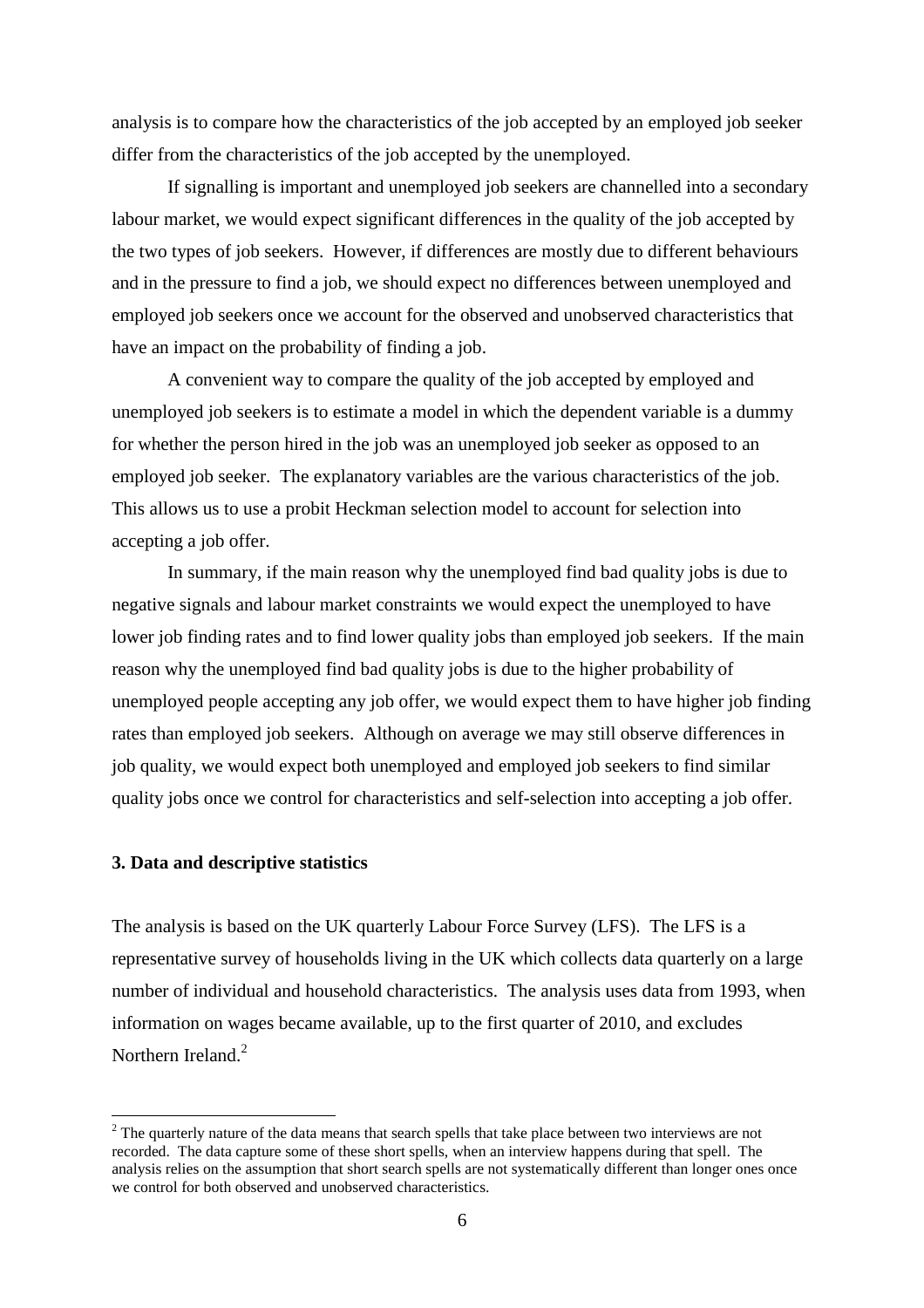analysis is to compare how the characteristics of the job accepted by an employed job seeker differ from the characteristics of the job accepted by the unemployed.

If signalling is important and unemployed job seekers are channelled into a secondary labour market, we would expect significant differences in the quality of the job accepted by the two types of job seekers. However, if differences are mostly due to different behaviours and in the pressure to find a job, we should expect no differences between unemployed and employed job seekers once we account for the observed and unobserved characteristics that have an impact on the probability of finding a job.

A convenient way to compare the quality of the job accepted by employed and unemployed job seekers is to estimate a model in which the dependent variable is a dummy for whether the person hired in the job was an unemployed job seeker as opposed to an employed job seeker. The explanatory variables are the various characteristics of the job. This allows us to use a probit Heckman selection model to account for selection into accepting a job offer.

In summary, if the main reason why the unemployed find bad quality jobs is due to negative signals and labour market constraints we would expect the unemployed to have lower job finding rates and to find lower quality jobs than employed job seekers. If the main reason why the unemployed find bad quality jobs is due to the higher probability of unemployed people accepting any job offer, we would expect them to have higher job finding rates than employed job seekers. Although on average we may still observe differences in job quality, we would expect both unemployed and employed job seekers to find similar quality jobs once we control for characteristics and self-selection into accepting a job offer.

### 3. Data and descriptive statistics

The analysis is based on the UK quarterly Labour Force Survey (LFS). The LFS is a representative survey of households living in the UK which collects data quarterly on a large number of individual and household characteristics. The analysis uses data from 1993, when information on wages became available, up to the first quarter of 2010, and excludes Northern Ireland.[2]

[2] The quarterly nature of the data means that search spells that take place between two interviews are not recorded. The data capture some of these short spells, when an interview happens during that spell. The analysis relies on the assumption that short search spells are not systematically different than longer ones once we control for both observed and unobserved characteristics.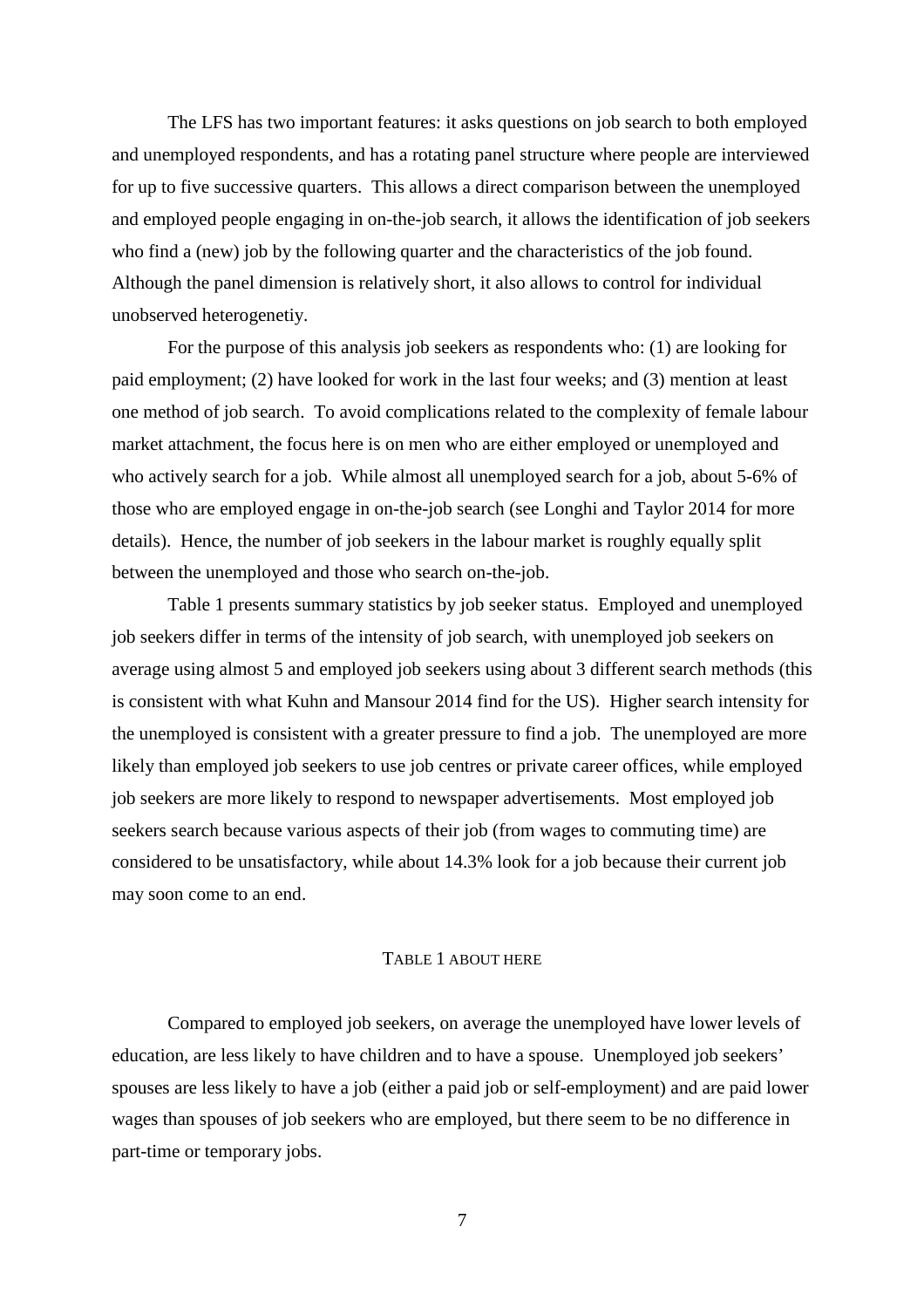The LFS has two important features: it asks questions on job search to both employed and unemployed respondents, and has a rotating panel structure where people are interviewed for up to five successive quarters. This allows a direct comparison between the unemployed and employed people engaging in on-the-job search, it allows the identification of job seekers who find a (new) job by the following quarter and the characteristics of the job found. Although the panel dimension is relatively short, it also allows to control for individual unobserved heterogenetiy.

For the purpose of this analysis job seekers as respondents who: (1) are looking for paid employment; (2) have looked for work in the last four weeks; and (3) mention at least one method of job search. To avoid complications related to the complexity of female labour market attachment, the focus here is on men who are either employed or unemployed and who actively search for a job. While almost all unemployed search for a job, about 5-6% of those who are employed engage in on-the-job search (see Longhi and Taylor 2014 for more details). Hence, the number of job seekers in the labour market is roughly equally split between the unemployed and those who search on-the-job.

Table 1 presents summary statistics by job seeker status. Employed and unemployed job seekers differ in terms of the intensity of job search, with unemployed job seekers on average using almost 5 and employed job seekers using about 3 different search methods (this is consistent with what Kuhn and Mansour 2014 find for the US). Higher search intensity for the unemployed is consistent with a greater pressure to find a job. The unemployed are more likely than employed job seekers to use job centres or private career offices, while employed job seekers are more likely to respond to newspaper advertisements. Most employed job seekers search because various aspects of their job (from wages to commuting time) are considered to be unsatisfactory, while about 14.3% look for a job because their current job may soon come to an end.

TABLE 1 ABOUT HERE

Compared to employed job seekers, on average the unemployed have lower levels of education, are less likely to have children and to have a spouse. Unemployed job seekers' spouses are less likely to have a job (either a paid job or self-employment) and are paid lower wages than spouses of job seekers who are employed, but there seem to be no difference in part-time or temporary jobs.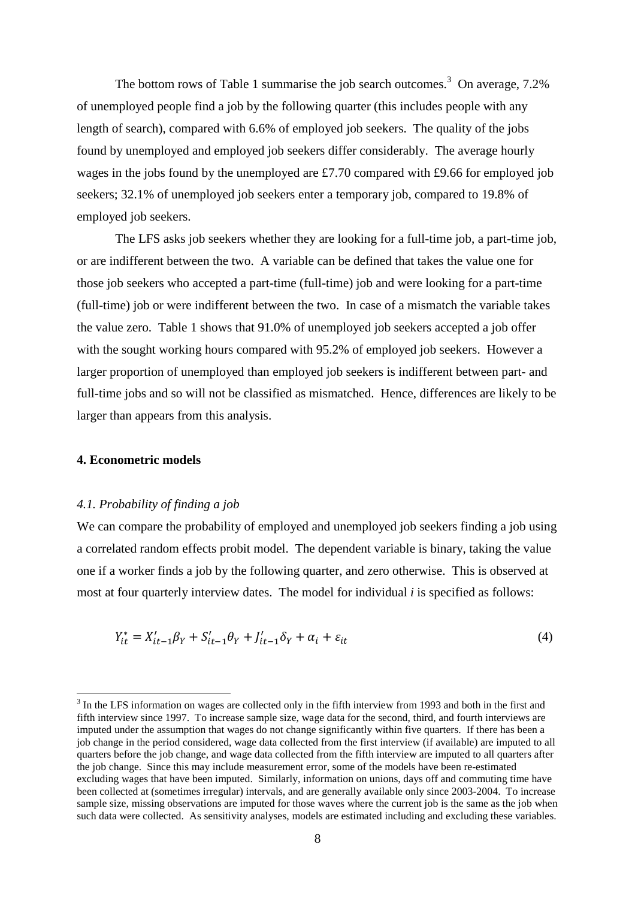The bottom rows of Table 1 summarise the job search outcomes.[3] On average, 7.2% of unemployed people find a job by the following quarter (this includes people with any length of search), compared with 6.6% of employed job seekers. The quality of the jobs found by unemployed and employed job seekers differ considerably. The average hourly wages in the jobs found by the unemployed are £7.70 compared with £9.66 for employed job seekers; 32.1% of unemployed job seekers enter a temporary job, compared to 19.8% of employed job seekers.

The LFS asks job seekers whether they are looking for a full-time job, a part-time job, or are indifferent between the two. A variable can be defined that takes the value one for those job seekers who accepted a part-time (full-time) job and were looking for a part-time (full-time) job or were indifferent between the two. In case of a mismatch the variable takes the value zero. Table 1 shows that 91.0% of unemployed job seekers accepted a job offer with the sought working hours compared with 95.2% of employed job seekers. However a larger proportion of unemployed than employed job seekers is indifferent between part- and full-time jobs and so will not be classified as mismatched. Hence, differences are likely to be larger than appears from this analysis.

## 4. Econometric models

### *4.1. Probability of finding a job*

We can compare the probability of employed and unemployed job seekers finding a job using a correlated random effects probit model. The dependent variable is binary, taking the value one if a worker finds a job by the following quarter, and zero otherwise. This is observed at most at four quarterly interview dates. The model for individual *i* is specified as follows:

$$Y_{it}^{*} = X_{it-1}'\beta_{Y} + S_{it-1}'\theta_{Y} + J_{it-1}'\delta_{Y} + \alpha_{i} + \varepsilon_{it} \tag{4}$$

[3] In the LFS information on wages are collected only in the fifth interview from 1993 and both in the first and fifth interview since 1997. To increase sample size, wage data for the second, third, and fourth interviews are imputed under the assumption that wages do not change significantly within five quarters. If there has been a job change in the period considered, wage data collected from the first interview (if available) are imputed to all quarters before the job change, and wage data collected from the fifth interview are imputed to all quarters after the job change. Since this may include measurement error, some of the models have been re-estimated excluding wages that have been imputed. Similarly, information on unions, days off and commuting time have been collected at (sometimes irregular) intervals, and are generally available only since 2003-2004. To increase sample size, missing observations are imputed for those waves where the current job is the same as the job when such data were collected. As sensitivity analyses, models are estimated including and excluding these variables.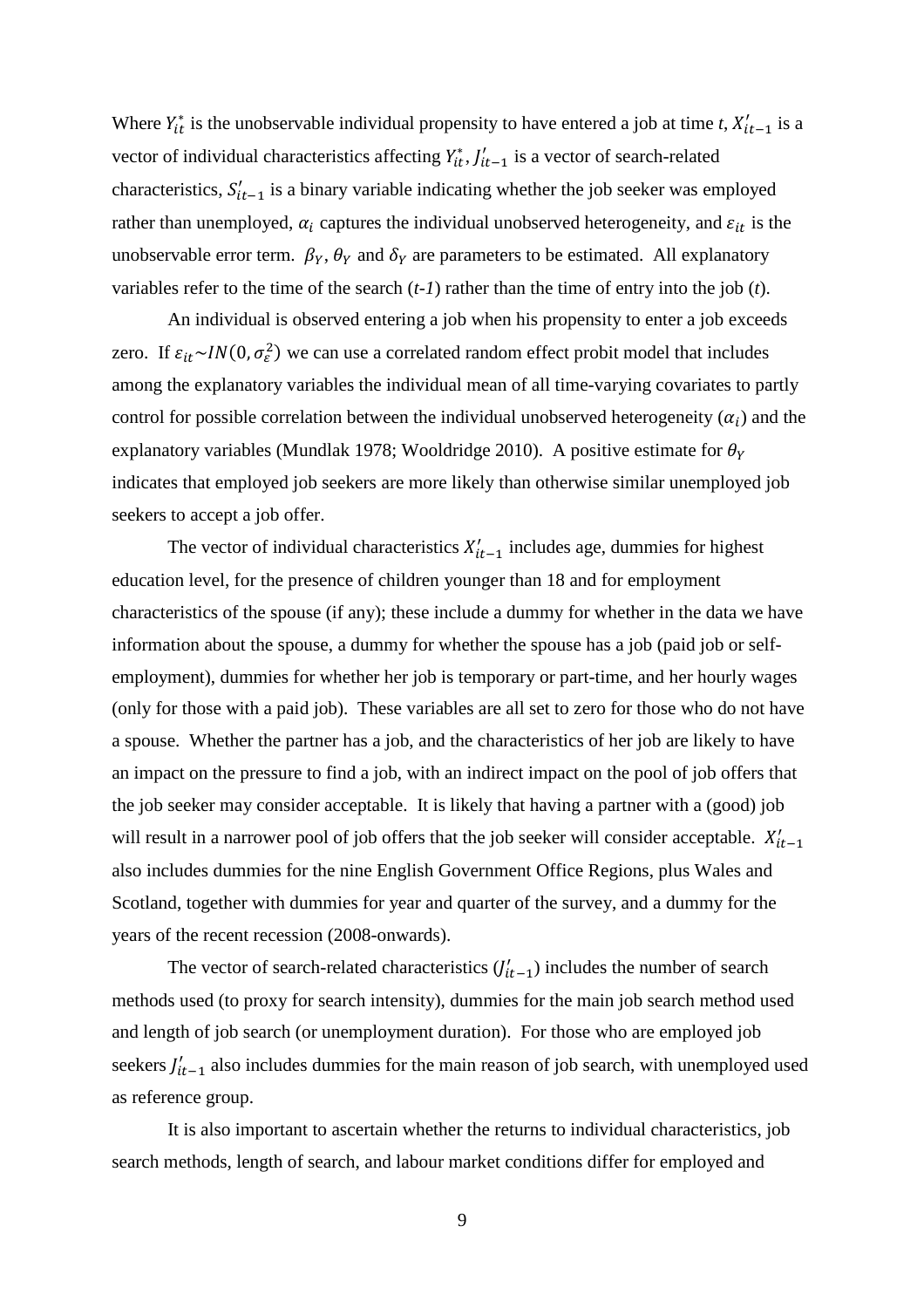Where $Y_{it}^*$ is the unobservable individual propensity to have entered a job at time *t*, $X_{it-1}'$ is a vector of individual characteristics affecting $Y_{it}^*$, $J_{it-1}'$ is a vector of search-related characteristics, $S_{it-1}'$ is a binary variable indicating whether the job seeker was employed rather than unemployed, $\alpha_i$ captures the individual unobserved heterogeneity, and $\varepsilon_{it}$ is the unobservable error term. $\beta_Y$, $\theta_Y$ and $\delta_Y$ are parameters to be estimated. All explanatory variables refer to the time of the search (*t-1*) rather than the time of entry into the job (*t*).

An individual is observed entering a job when his propensity to enter a job exceeds zero. If $\varepsilon_{it} \sim IN(0, \sigma_\varepsilon^2)$ we can use a correlated random effect probit model that includes among the explanatory variables the individual mean of all time-varying covariates to partly control for possible correlation between the individual unobserved heterogeneity ($\alpha_i$) and the explanatory variables (Mundlak 1978; Wooldridge 2010). A positive estimate for $\theta_Y$ indicates that employed job seekers are more likely than otherwise similar unemployed job seekers to accept a job offer.

The vector of individual characteristics $X_{it-1}'$ includes age, dummies for highest education level, for the presence of children younger than 18 and for employment characteristics of the spouse (if any); these include a dummy for whether in the data we have information about the spouse, a dummy for whether the spouse has a job (paid job or self-employment), dummies for whether her job is temporary or part-time, and her hourly wages (only for those with a paid job). These variables are all set to zero for those who do not have a spouse. Whether the partner has a job, and the characteristics of her job are likely to have an impact on the pressure to find a job, with an indirect impact on the pool of job offers that the job seeker may consider acceptable. It is likely that having a partner with a (good) job will result in a narrower pool of job offers that the job seeker will consider acceptable. $X_{it-1}'$ also includes dummies for the nine English Government Office Regions, plus Wales and Scotland, together with dummies for year and quarter of the survey, and a dummy for the years of the recent recession (2008-onwards).

The vector of search-related characteristics ($J_{it-1}'$) includes the number of search methods used (to proxy for search intensity), dummies for the main job search method used and length of job search (or unemployment duration). For those who are employed job seekers $J_{it-1}'$ also includes dummies for the main reason of job search, with unemployed used as reference group.

It is also important to ascertain whether the returns to individual characteristics, job search methods, length of search, and labour market conditions differ for employed and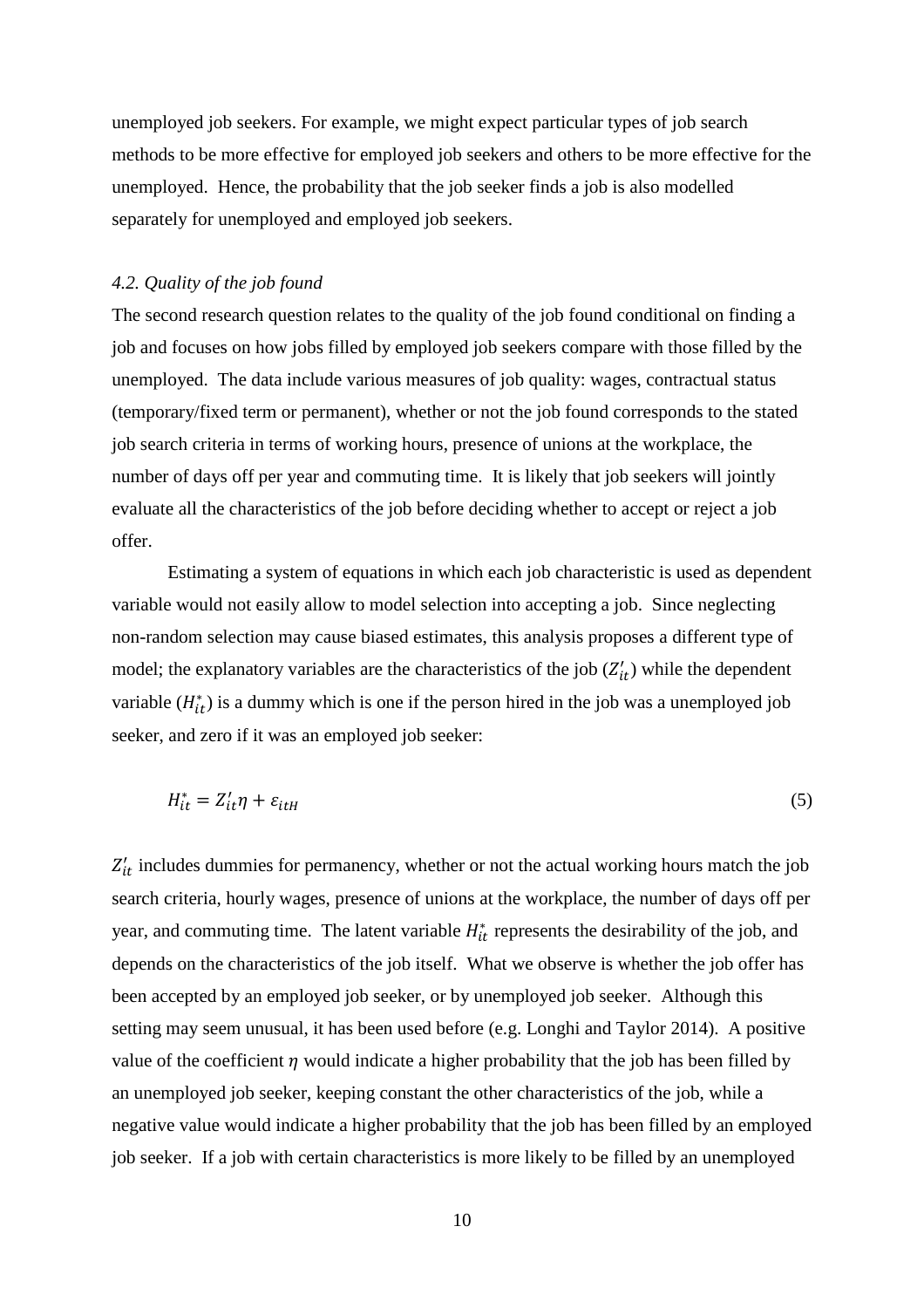unemployed job seekers. For example, we might expect particular types of job search methods to be more effective for employed job seekers and others to be more effective for the unemployed. Hence, the probability that the job seeker finds a job is also modelled separately for unemployed and employed job seekers.

### *4.2. Quality of the job found*

The second research question relates to the quality of the job found conditional on finding a job and focuses on how jobs filled by employed job seekers compare with those filled by the unemployed. The data include various measures of job quality: wages, contractual status (temporary/fixed term or permanent), whether or not the job found corresponds to the stated job search criteria in terms of working hours, presence of unions at the workplace, the number of days off per year and commuting time. It is likely that job seekers will jointly evaluate all the characteristics of the job before deciding whether to accept or reject a job offer.

Estimating a system of equations in which each job characteristic is used as dependent variable would not easily allow to model selection into accepting a job. Since neglecting non-random selection may cause biased estimates, this analysis proposes a different type of model; the explanatory variables are the characteristics of the job ($Z'_{it}$) while the dependent variable ($H^*_{it}$) is a dummy which is one if the person hired in the job was a unemployed job seeker, and zero if it was an employed job seeker:

$$H^*_{it} = Z'_{it}\eta + \varepsilon_{itH} \tag{5}$$

$Z'_{it}$ includes dummies for permanency, whether or not the actual working hours match the job search criteria, hourly wages, presence of unions at the workplace, the number of days off per year, and commuting time. The latent variable $H^*_{it}$ represents the desirability of the job, and depends on the characteristics of the job itself. What we observe is whether the job offer has been accepted by an employed job seeker, or by unemployed job seeker. Although this setting may seem unusual, it has been used before (e.g. Longhi and Taylor 2014). A positive value of the coefficient $\eta$ would indicate a higher probability that the job has been filled by an unemployed job seeker, keeping constant the other characteristics of the job, while a negative value would indicate a higher probability that the job has been filled by an employed job seeker. If a job with certain characteristics is more likely to be filled by an unemployed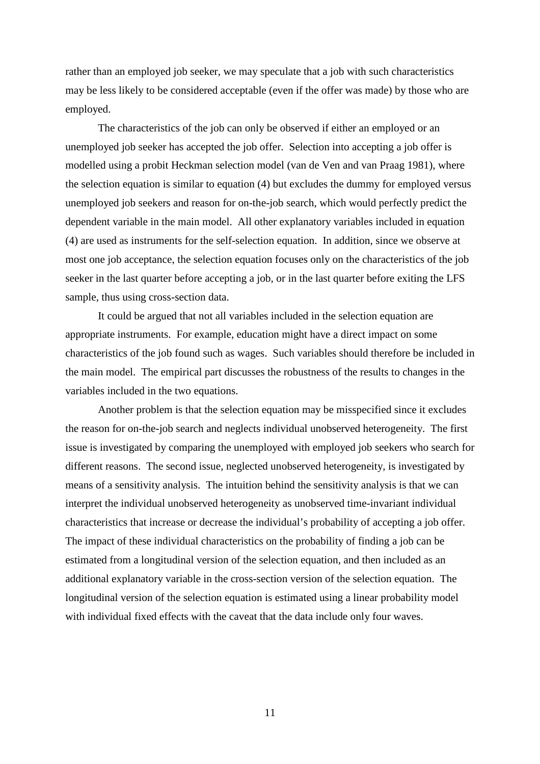rather than an employed job seeker, we may speculate that a job with such characteristics may be less likely to be considered acceptable (even if the offer was made) by those who are employed.

The characteristics of the job can only be observed if either an employed or an unemployed job seeker has accepted the job offer. Selection into accepting a job offer is modelled using a probit Heckman selection model (van de Ven and van Praag 1981), where the selection equation is similar to equation (4) but excludes the dummy for employed versus unemployed job seekers and reason for on-the-job search, which would perfectly predict the dependent variable in the main model. All other explanatory variables included in equation (4) are used as instruments for the self-selection equation. In addition, since we observe at most one job acceptance, the selection equation focuses only on the characteristics of the job seeker in the last quarter before accepting a job, or in the last quarter before exiting the LFS sample, thus using cross-section data.

It could be argued that not all variables included in the selection equation are appropriate instruments. For example, education might have a direct impact on some characteristics of the job found such as wages. Such variables should therefore be included in the main model. The empirical part discusses the robustness of the results to changes in the variables included in the two equations.

Another problem is that the selection equation may be misspecified since it excludes the reason for on-the-job search and neglects individual unobserved heterogeneity. The first issue is investigated by comparing the unemployed with employed job seekers who search for different reasons. The second issue, neglected unobserved heterogeneity, is investigated by means of a sensitivity analysis. The intuition behind the sensitivity analysis is that we can interpret the individual unobserved heterogeneity as unobserved time-invariant individual characteristics that increase or decrease the individual's probability of accepting a job offer. The impact of these individual characteristics on the probability of finding a job can be estimated from a longitudinal version of the selection equation, and then included as an additional explanatory variable in the cross-section version of the selection equation. The longitudinal version of the selection equation is estimated using a linear probability model with individual fixed effects with the caveat that the data include only four waves.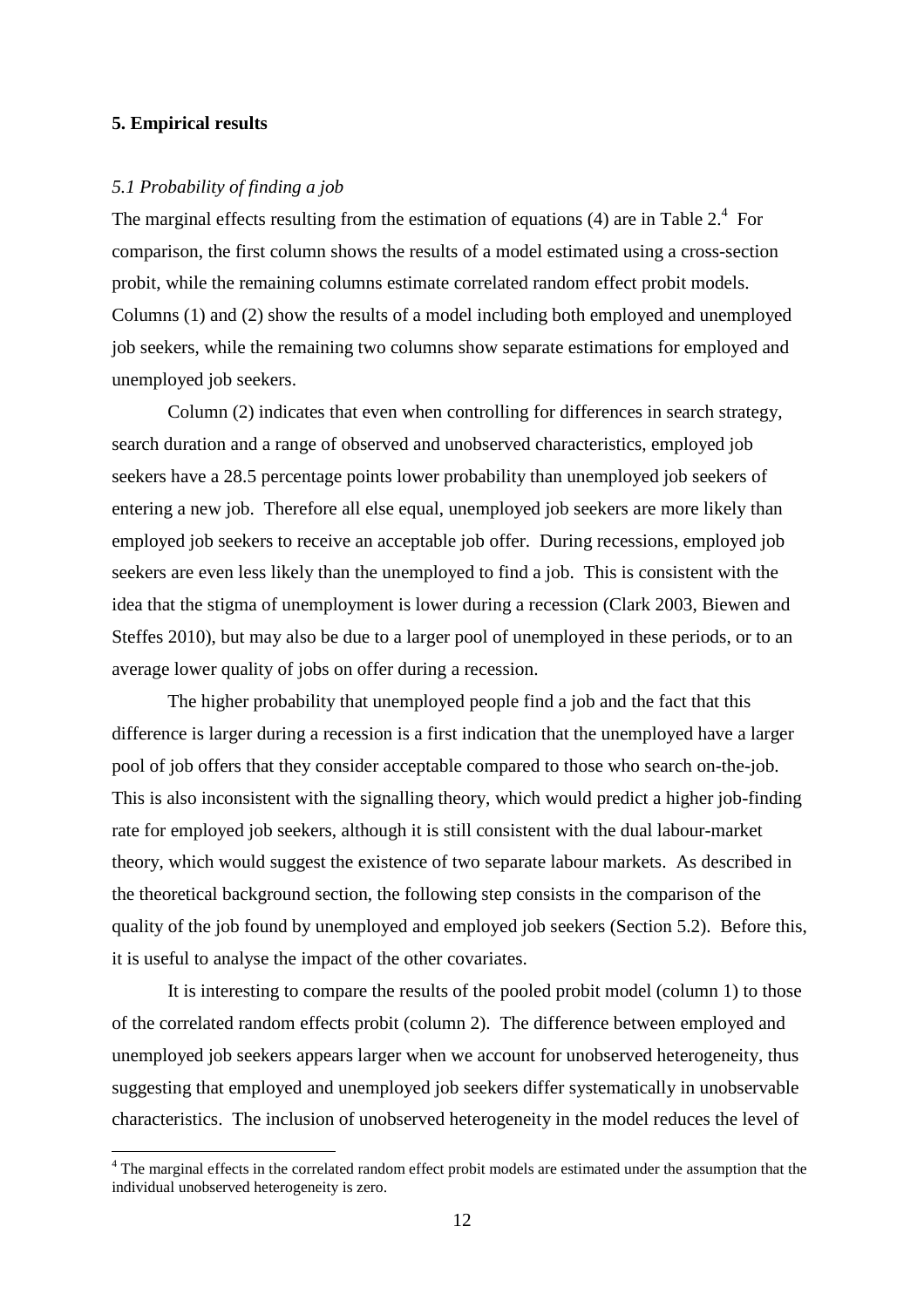## 5. Empirical results

### *5.1 Probability of finding a job*

The marginal effects resulting from the estimation of equations (4) are in Table 2.[4] For comparison, the first column shows the results of a model estimated using a cross-section probit, while the remaining columns estimate correlated random effect probit models. Columns (1) and (2) show the results of a model including both employed and unemployed job seekers, while the remaining two columns show separate estimations for employed and unemployed job seekers.

Column (2) indicates that even when controlling for differences in search strategy, search duration and a range of observed and unobserved characteristics, employed job seekers have a 28.5 percentage points lower probability than unemployed job seekers of entering a new job. Therefore all else equal, unemployed job seekers are more likely than employed job seekers to receive an acceptable job offer. During recessions, employed job seekers are even less likely than the unemployed to find a job. This is consistent with the idea that the stigma of unemployment is lower during a recession (Clark 2003, Biewen and Steffes 2010), but may also be due to a larger pool of unemployed in these periods, or to an average lower quality of jobs on offer during a recession.

The higher probability that unemployed people find a job and the fact that this difference is larger during a recession is a first indication that the unemployed have a larger pool of job offers that they consider acceptable compared to those who search on-the-job. This is also inconsistent with the signalling theory, which would predict a higher job-finding rate for employed job seekers, although it is still consistent with the dual labour-market theory, which would suggest the existence of two separate labour markets. As described in the theoretical background section, the following step consists in the comparison of the quality of the job found by unemployed and employed job seekers (Section 5.2). Before this, it is useful to analyse the impact of the other covariates.

It is interesting to compare the results of the pooled probit model (column 1) to those of the correlated random effects probit (column 2). The difference between employed and unemployed job seekers appears larger when we account for unobserved heterogeneity, thus suggesting that employed and unemployed job seekers differ systematically in unobservable characteristics. The inclusion of unobserved heterogeneity in the model reduces the level of

[4] The marginal effects in the correlated random effect probit models are estimated under the assumption that the individual unobserved heterogeneity is zero.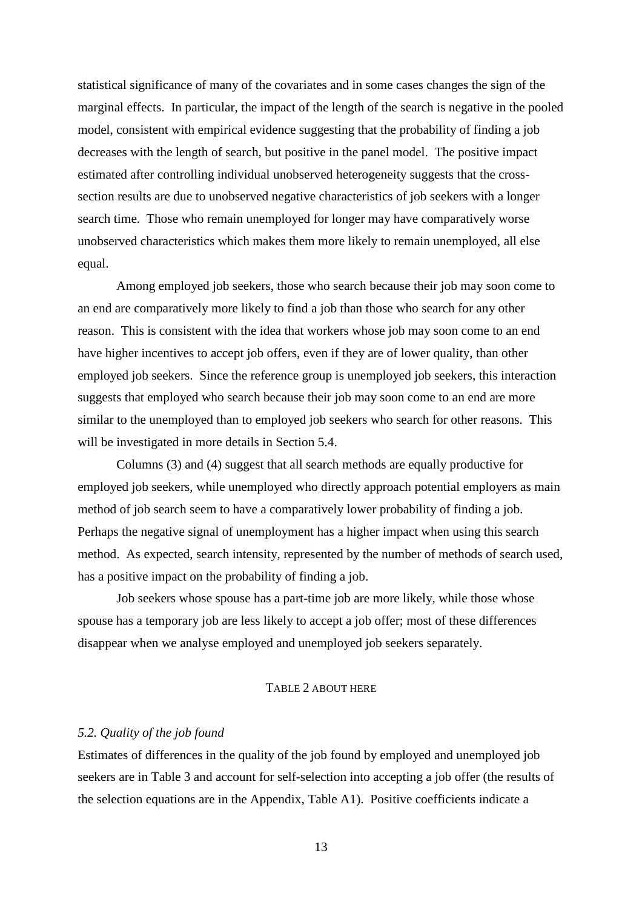statistical significance of many of the covariates and in some cases changes the sign of the marginal effects. In particular, the impact of the length of the search is negative in the pooled model, consistent with empirical evidence suggesting that the probability of finding a job decreases with the length of search, but positive in the panel model. The positive impact estimated after controlling individual unobserved heterogeneity suggests that the cross-section results are due to unobserved negative characteristics of job seekers with a longer search time. Those who remain unemployed for longer may have comparatively worse unobserved characteristics which makes them more likely to remain unemployed, all else equal.

Among employed job seekers, those who search because their job may soon come to an end are comparatively more likely to find a job than those who search for any other reason. This is consistent with the idea that workers whose job may soon come to an end have higher incentives to accept job offers, even if they are of lower quality, than other employed job seekers. Since the reference group is unemployed job seekers, this interaction suggests that employed who search because their job may soon come to an end are more similar to the unemployed than to employed job seekers who search for other reasons. This will be investigated in more details in Section 5.4.

Columns (3) and (4) suggest that all search methods are equally productive for employed job seekers, while unemployed who directly approach potential employers as main method of job search seem to have a comparatively lower probability of finding a job. Perhaps the negative signal of unemployment has a higher impact when using this search method. As expected, search intensity, represented by the number of methods of search used, has a positive impact on the probability of finding a job.

Job seekers whose spouse has a part-time job are more likely, while those whose spouse has a temporary job are less likely to accept a job offer; most of these differences disappear when we analyse employed and unemployed job seekers separately.

TABLE 2 ABOUT HERE

### *5.2. Quality of the job found*

Estimates of differences in the quality of the job found by employed and unemployed job seekers are in Table 3 and account for self-selection into accepting a job offer (the results of the selection equations are in the Appendix, Table A1). Positive coefficients indicate a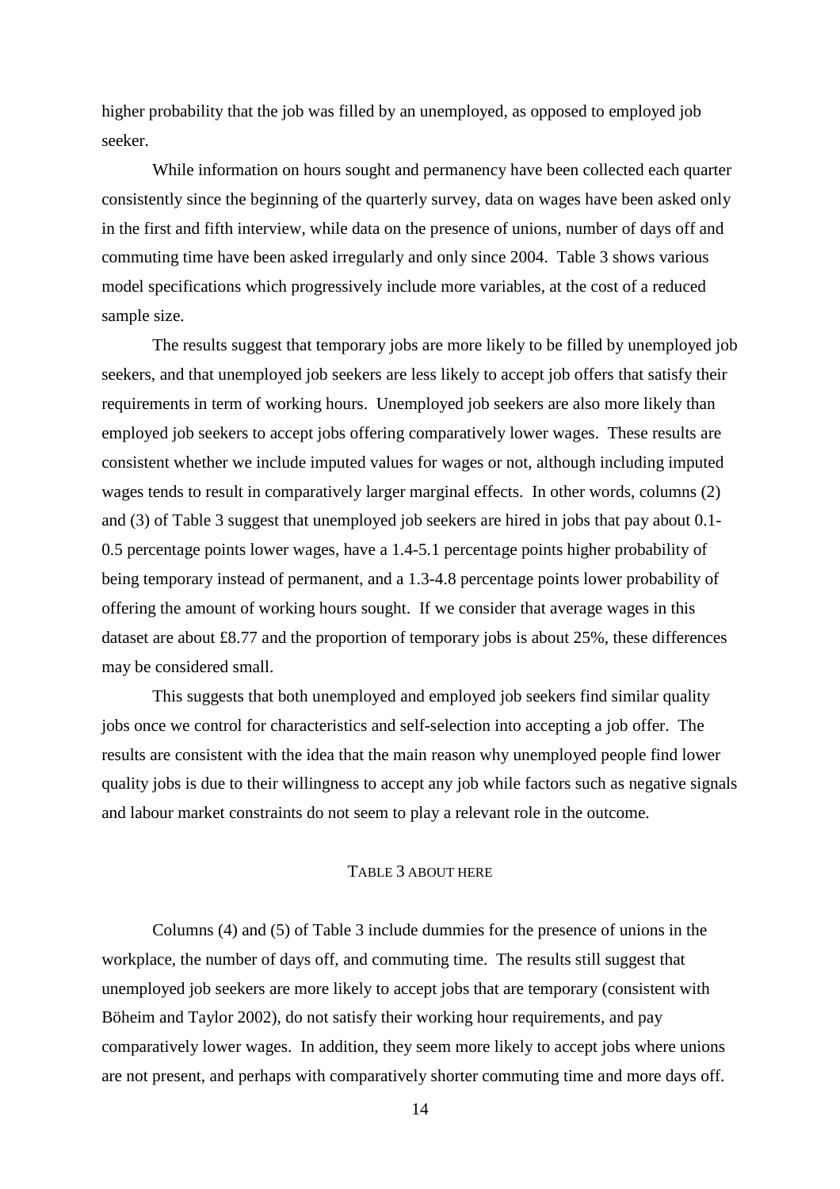higher probability that the job was filled by an unemployed, as opposed to employed job seeker.

While information on hours sought and permanency have been collected each quarter consistently since the beginning of the quarterly survey, data on wages have been asked only in the first and fifth interview, while data on the presence of unions, number of days off and commuting time have been asked irregularly and only since 2004. Table 3 shows various model specifications which progressively include more variables, at the cost of a reduced sample size.

The results suggest that temporary jobs are more likely to be filled by unemployed job seekers, and that unemployed job seekers are less likely to accept job offers that satisfy their requirements in term of working hours. Unemployed job seekers are also more likely than employed job seekers to accept jobs offering comparatively lower wages. These results are consistent whether we include imputed values for wages or not, although including imputed wages tends to result in comparatively larger marginal effects. In other words, columns (2) and (3) of Table 3 suggest that unemployed job seekers are hired in jobs that pay about 0.1-0.5 percentage points lower wages, have a 1.4-5.1 percentage points higher probability of being temporary instead of permanent, and a 1.3-4.8 percentage points lower probability of offering the amount of working hours sought. If we consider that average wages in this dataset are about £8.77 and the proportion of temporary jobs is about 25%, these differences may be considered small.

This suggests that both unemployed and employed job seekers find similar quality jobs once we control for characteristics and self-selection into accepting a job offer. The results are consistent with the idea that the main reason why unemployed people find lower quality jobs is due to their willingness to accept any job while factors such as negative signals and labour market constraints do not seem to play a relevant role in the outcome.

TABLE 3 ABOUT HERE

Columns (4) and (5) of Table 3 include dummies for the presence of unions in the workplace, the number of days off, and commuting time. The results still suggest that unemployed job seekers are more likely to accept jobs that are temporary (consistent with Böheim and Taylor 2002), do not satisfy their working hour requirements, and pay comparatively lower wages. In addition, they seem more likely to accept jobs where unions are not present, and perhaps with comparatively shorter commuting time and more days off.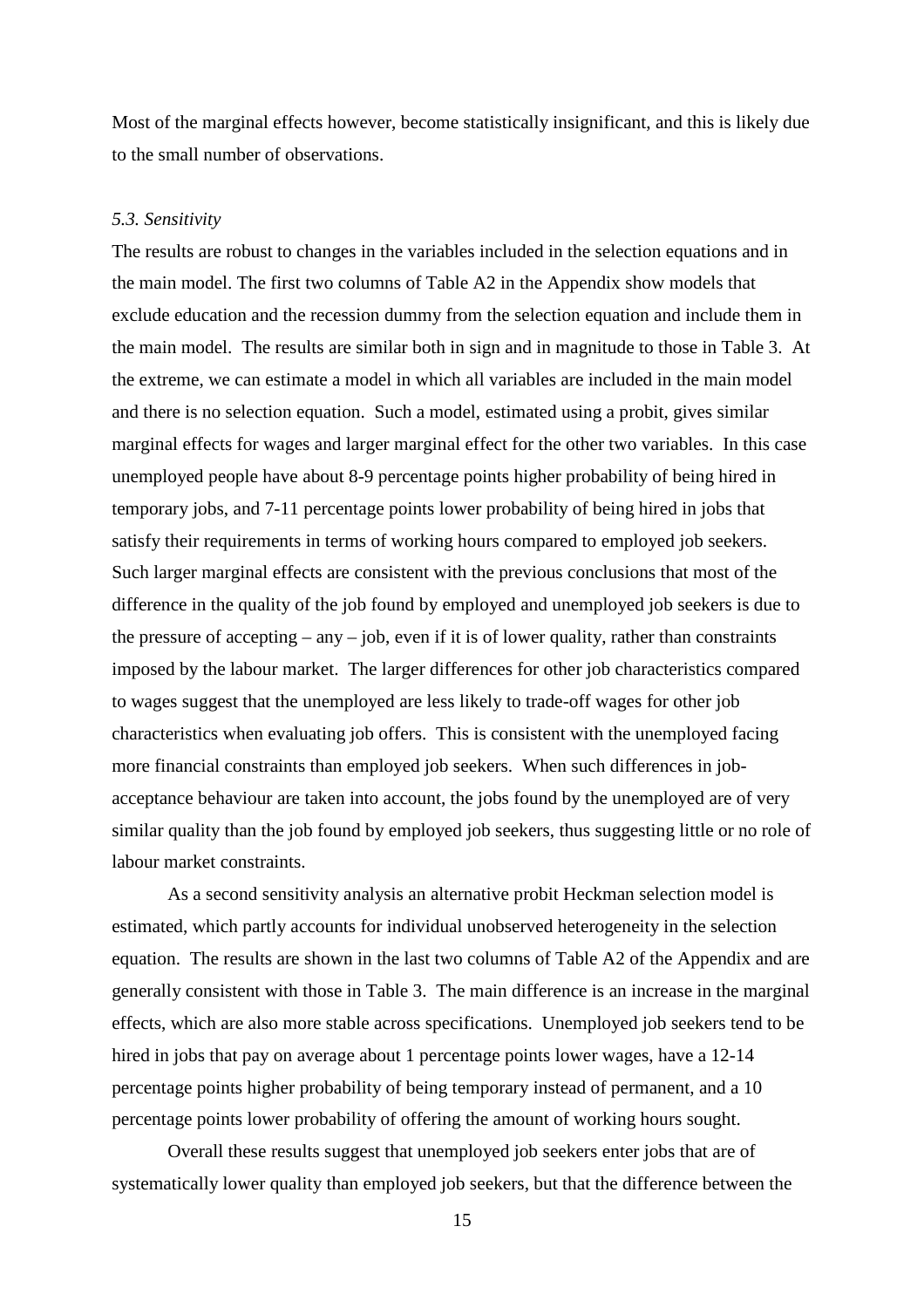Most of the marginal effects however, become statistically insignificant, and this is likely due to the small number of observations.

### *5.3. Sensitivity*

The results are robust to changes in the variables included in the selection equations and in the main model. The first two columns of Table A2 in the Appendix show models that exclude education and the recession dummy from the selection equation and include them in the main model. The results are similar both in sign and in magnitude to those in Table 3. At the extreme, we can estimate a model in which all variables are included in the main model and there is no selection equation. Such a model, estimated using a probit, gives similar marginal effects for wages and larger marginal effect for the other two variables. In this case unemployed people have about 8-9 percentage points higher probability of being hired in temporary jobs, and 7-11 percentage points lower probability of being hired in jobs that satisfy their requirements in terms of working hours compared to employed job seekers. Such larger marginal effects are consistent with the previous conclusions that most of the difference in the quality of the job found by employed and unemployed job seekers is due to the pressure of accepting – any – job, even if it is of lower quality, rather than constraints imposed by the labour market. The larger differences for other job characteristics compared to wages suggest that the unemployed are less likely to trade-off wages for other job characteristics when evaluating job offers. This is consistent with the unemployed facing more financial constraints than employed job seekers. When such differences in job-acceptance behaviour are taken into account, the jobs found by the unemployed are of very similar quality than the job found by employed job seekers, thus suggesting little or no role of labour market constraints.

As a second sensitivity analysis an alternative probit Heckman selection model is estimated, which partly accounts for individual unobserved heterogeneity in the selection equation. The results are shown in the last two columns of Table A2 of the Appendix and are generally consistent with those in Table 3. The main difference is an increase in the marginal effects, which are also more stable across specifications. Unemployed job seekers tend to be hired in jobs that pay on average about 1 percentage points lower wages, have a 12-14 percentage points higher probability of being temporary instead of permanent, and a 10 percentage points lower probability of offering the amount of working hours sought.

Overall these results suggest that unemployed job seekers enter jobs that are of systematically lower quality than employed job seekers, but that the difference between the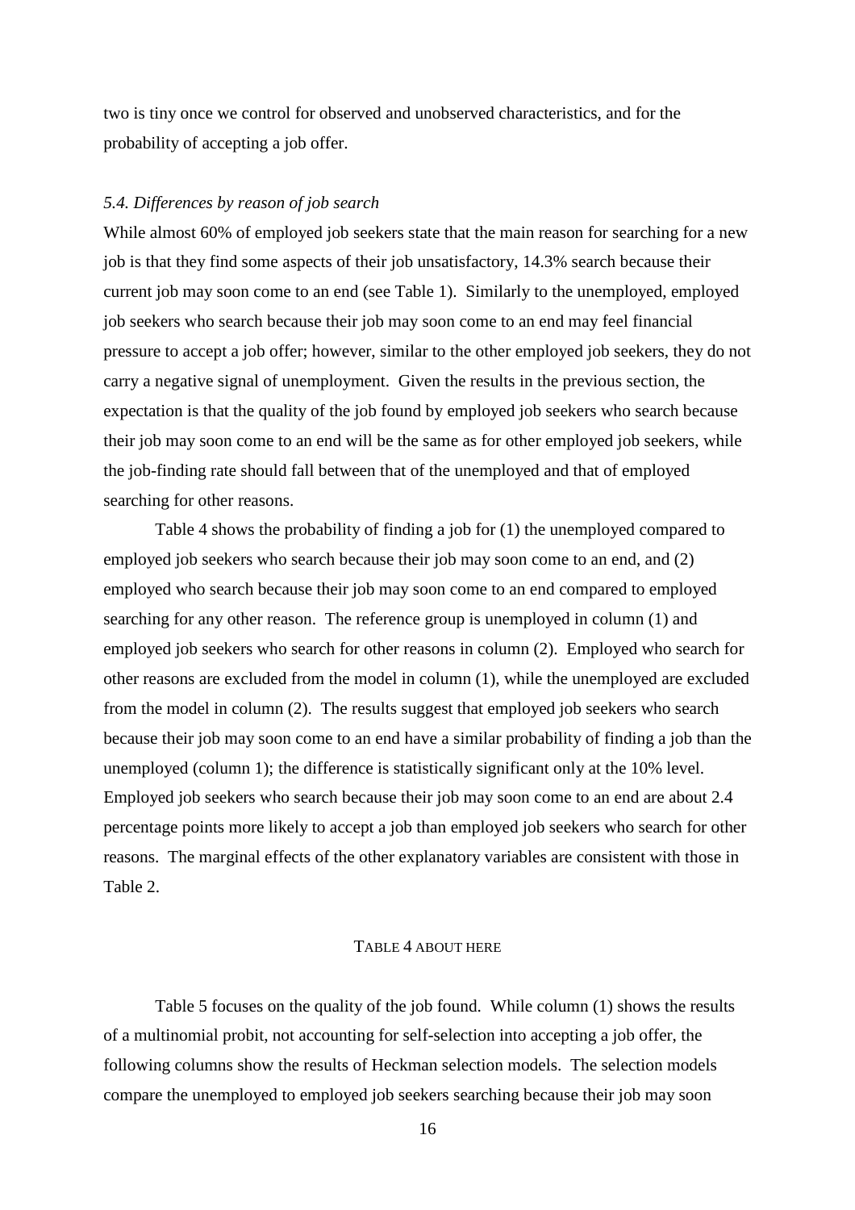two is tiny once we control for observed and unobserved characteristics, and for the probability of accepting a job offer.

### *5.4. Differences by reason of job search*

While almost 60% of employed job seekers state that the main reason for searching for a new job is that they find some aspects of their job unsatisfactory, 14.3% search because their current job may soon come to an end (see Table 1). Similarly to the unemployed, employed job seekers who search because their job may soon come to an end may feel financial pressure to accept a job offer; however, similar to the other employed job seekers, they do not carry a negative signal of unemployment. Given the results in the previous section, the expectation is that the quality of the job found by employed job seekers who search because their job may soon come to an end will be the same as for other employed job seekers, while the job-finding rate should fall between that of the unemployed and that of employed searching for other reasons.

Table 4 shows the probability of finding a job for (1) the unemployed compared to employed job seekers who search because their job may soon come to an end, and (2) employed who search because their job may soon come to an end compared to employed searching for any other reason. The reference group is unemployed in column (1) and employed job seekers who search for other reasons in column (2). Employed who search for other reasons are excluded from the model in column (1), while the unemployed are excluded from the model in column (2). The results suggest that employed job seekers who search because their job may soon come to an end have a similar probability of finding a job than the unemployed (column 1); the difference is statistically significant only at the 10% level. Employed job seekers who search because their job may soon come to an end are about 2.4 percentage points more likely to accept a job than employed job seekers who search for other reasons. The marginal effects of the other explanatory variables are consistent with those in Table 2.

TABLE 4 ABOUT HERE

Table 5 focuses on the quality of the job found. While column (1) shows the results of a multinomial probit, not accounting for self-selection into accepting a job offer, the following columns show the results of Heckman selection models. The selection models compare the unemployed to employed job seekers searching because their job may soon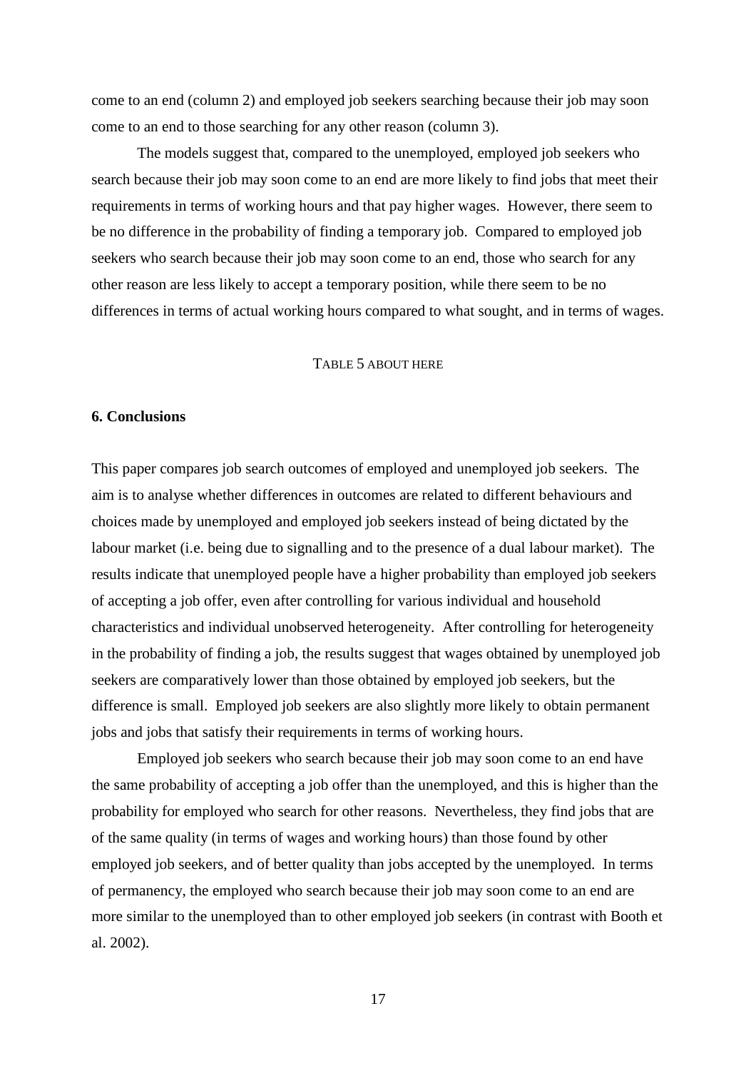come to an end (column 2) and employed job seekers searching because their job may soon come to an end to those searching for any other reason (column 3).

The models suggest that, compared to the unemployed, employed job seekers who search because their job may soon come to an end are more likely to find jobs that meet their requirements in terms of working hours and that pay higher wages. However, there seem to be no difference in the probability of finding a temporary job. Compared to employed job seekers who search because their job may soon come to an end, those who search for any other reason are less likely to accept a temporary position, while there seem to be no differences in terms of actual working hours compared to what sought, and in terms of wages.

TABLE 5 ABOUT HERE

## 6. Conclusions

This paper compares job search outcomes of employed and unemployed job seekers. The aim is to analyse whether differences in outcomes are related to different behaviours and choices made by unemployed and employed job seekers instead of being dictated by the labour market (i.e. being due to signalling and to the presence of a dual labour market). The results indicate that unemployed people have a higher probability than employed job seekers of accepting a job offer, even after controlling for various individual and household characteristics and individual unobserved heterogeneity. After controlling for heterogeneity in the probability of finding a job, the results suggest that wages obtained by unemployed job seekers are comparatively lower than those obtained by employed job seekers, but the difference is small. Employed job seekers are also slightly more likely to obtain permanent jobs and jobs that satisfy their requirements in terms of working hours.

Employed job seekers who search because their job may soon come to an end have the same probability of accepting a job offer than the unemployed, and this is higher than the probability for employed who search for other reasons. Nevertheless, they find jobs that are of the same quality (in terms of wages and working hours) than those found by other employed job seekers, and of better quality than jobs accepted by the unemployed. In terms of permanency, the employed who search because their job may soon come to an end are more similar to the unemployed than to other employed job seekers (in contrast with Booth et al. 2002).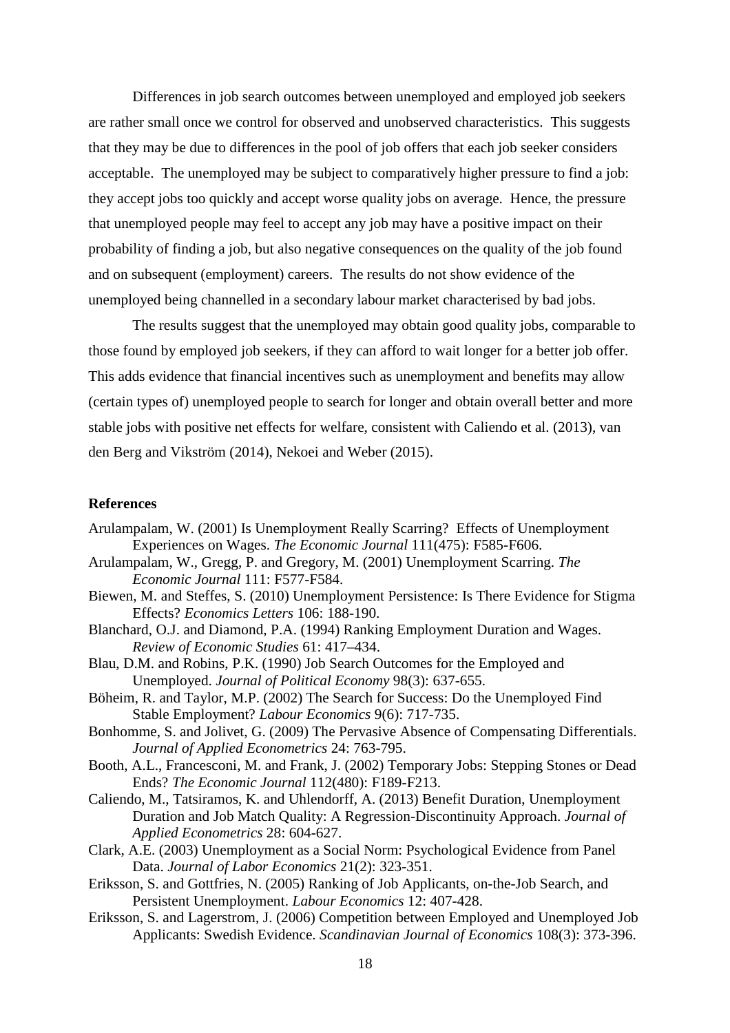Differences in job search outcomes between unemployed and employed job seekers are rather small once we control for observed and unobserved characteristics. This suggests that they may be due to differences in the pool of job offers that each job seeker considers acceptable. The unemployed may be subject to comparatively higher pressure to find a job: they accept jobs too quickly and accept worse quality jobs on average. Hence, the pressure that unemployed people may feel to accept any job may have a positive impact on their probability of finding a job, but also negative consequences on the quality of the job found and on subsequent (employment) careers. The results do not show evidence of the unemployed being channelled in a secondary labour market characterised by bad jobs.

The results suggest that the unemployed may obtain good quality jobs, comparable to those found by employed job seekers, if they can afford to wait longer for a better job offer. This adds evidence that financial incentives such as unemployment and benefits may allow (certain types of) unemployed people to search for longer and obtain overall better and more stable jobs with positive net effects for welfare, consistent with Caliendo et al. (2013), van den Berg and Vikström (2014), Nekoei and Weber (2015).

## References

Arulampalam, W. (2001) Is Unemployment Really Scarring? Effects of Unemployment Experiences on Wages. *The Economic Journal* 111(475): F585-F606.

Arulampalam, W., Gregg, P. and Gregory, M. (2001) Unemployment Scarring. *The Economic Journal* 111: F577-F584.

Biewen, M. and Steffes, S. (2010) Unemployment Persistence: Is There Evidence for Stigma Effects? *Economics Letters* 106: 188-190.

Blanchard, O.J. and Diamond, P.A. (1994) Ranking Employment Duration and Wages. *Review of Economic Studies* 61: 417–434.

Blau, D.M. and Robins, P.K. (1990) Job Search Outcomes for the Employed and Unemployed. *Journal of Political Economy* 98(3): 637-655.

Böheim, R. and Taylor, M.P. (2002) The Search for Success: Do the Unemployed Find Stable Employment? *Labour Economics* 9(6): 717-735.

Bonhomme, S. and Jolivet, G. (2009) The Pervasive Absence of Compensating Differentials. *Journal of Applied Econometrics* 24: 763-795.

Booth, A.L., Francesconi, M. and Frank, J. (2002) Temporary Jobs: Stepping Stones or Dead Ends? *The Economic Journal* 112(480): F189-F213.

Caliendo, M., Tatsiramos, K. and Uhlendorff, A. (2013) Benefit Duration, Unemployment Duration and Job Match Quality: A Regression-Discontinuity Approach. *Journal of Applied Econometrics* 28: 604-627.

Clark, A.E. (2003) Unemployment as a Social Norm: Psychological Evidence from Panel Data. *Journal of Labor Economics* 21(2): 323-351.

Eriksson, S. and Gottfries, N. (2005) Ranking of Job Applicants, on-the-Job Search, and Persistent Unemployment. *Labour Economics* 12: 407-428.

Eriksson, S. and Lagerstrom, J. (2006) Competition between Employed and Unemployed Job Applicants: Swedish Evidence. *Scandinavian Journal of Economics* 108(3): 373-396.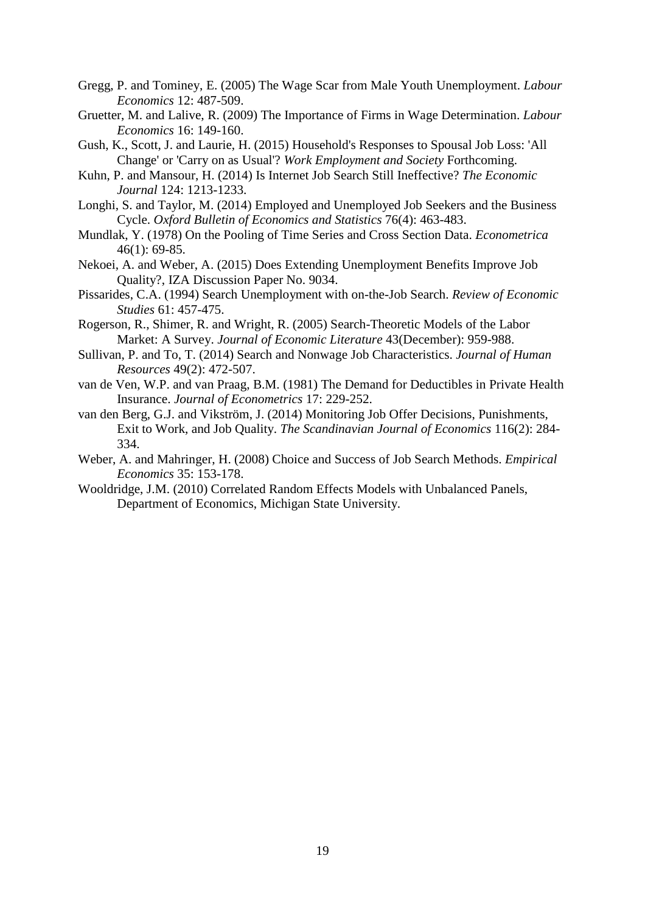Gregg, P. and Tominey, E. (2005) The Wage Scar from Male Youth Unemployment. *Labour Economics* 12: 487-509.

Gruetter, M. and Lalive, R. (2009) The Importance of Firms in Wage Determination. *Labour Economics* 16: 149-160.

Gush, K., Scott, J. and Laurie, H. (2015) Household's Responses to Spousal Job Loss: 'All Change' or 'Carry on as Usual'? *Work Employment and Society* Forthcoming.

Kuhn, P. and Mansour, H. (2014) Is Internet Job Search Still Ineffective? *The Economic Journal* 124: 1213-1233.

Longhi, S. and Taylor, M. (2014) Employed and Unemployed Job Seekers and the Business Cycle. *Oxford Bulletin of Economics and Statistics* 76(4): 463-483.

Mundlak, Y. (1978) On the Pooling of Time Series and Cross Section Data. *Econometrica* 46(1): 69-85.

Nekoei, A. and Weber, A. (2015) Does Extending Unemployment Benefits Improve Job Quality?, IZA Discussion Paper No. 9034.

Pissarides, C.A. (1994) Search Unemployment with on-the-Job Search. *Review of Economic Studies* 61: 457-475.

Rogerson, R., Shimer, R. and Wright, R. (2005) Search-Theoretic Models of the Labor Market: A Survey. *Journal of Economic Literature* 43(December): 959-988.

Sullivan, P. and To, T. (2014) Search and Nonwage Job Characteristics. *Journal of Human Resources* 49(2): 472-507.

van de Ven, W.P. and van Praag, B.M. (1981) The Demand for Deductibles in Private Health Insurance. *Journal of Econometrics* 17: 229-252.

van den Berg, G.J. and Vikström, J. (2014) Monitoring Job Offer Decisions, Punishments, Exit to Work, and Job Quality. *The Scandinavian Journal of Economics* 116(2): 284-334.

Weber, A. and Mahringer, H. (2008) Choice and Success of Job Search Methods. *Empirical Economics* 35: 153-178.

Wooldridge, J.M. (2010) Correlated Random Effects Models with Unbalanced Panels, Department of Economics, Michigan State University.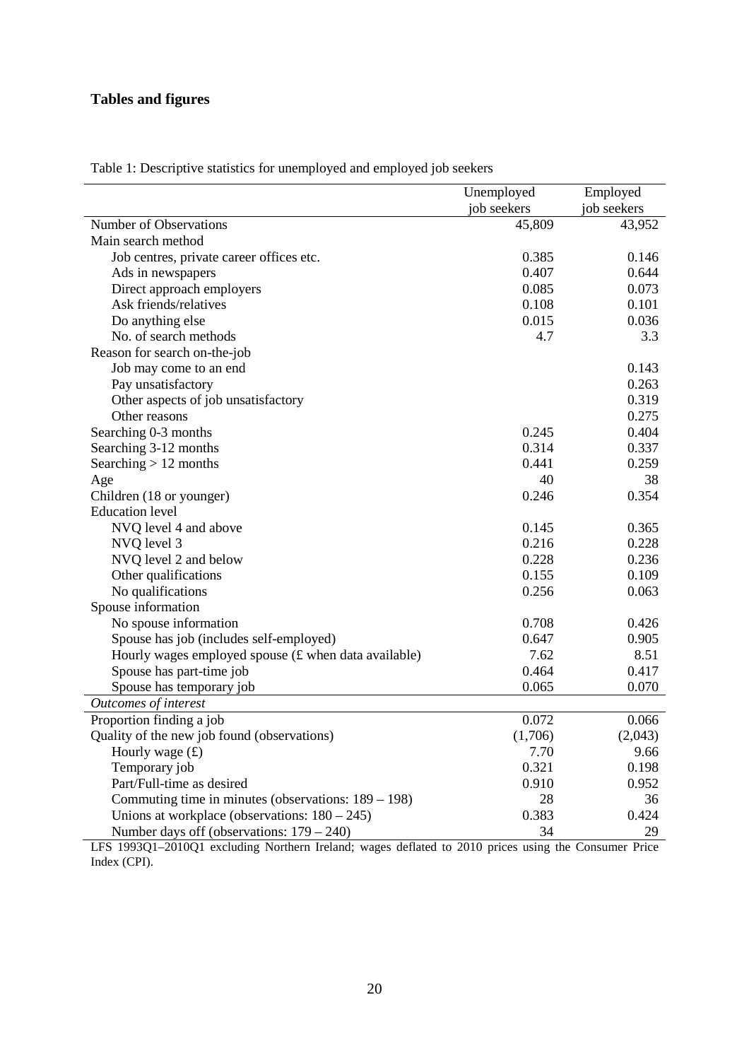**Tables and figures**

Table 1: Descriptive statistics for unemployed and employed job seekers

| | Unemployed job seekers | Employed job seekers |
|---|---|---|
| Number of Observations | 45,809 | 43,952 |
| Main search method | | |
| Job centres, private career offices etc. | 0.385 | 0.146 |
| Ads in newspapers | 0.407 | 0.644 |
| Direct approach employers | 0.085 | 0.073 |
| Ask friends/relatives | 0.108 | 0.101 |
| Do anything else | 0.015 | 0.036 |
| No. of search methods | 4.7 | 3.3 |
| Reason for search on-the-job | | |
| Job may come to an end | | 0.143 |
| Pay unsatisfactory | | 0.263 |
| Other aspects of job unsatisfactory | | 0.319 |
| Other reasons | | 0.275 |
| Searching 0-3 months | 0.245 | 0.404 |
| Searching 3-12 months | 0.314 | 0.337 |
| Searching > 12 months | 0.441 | 0.259 |
| Age | 40 | 38 |
| Children (18 or younger) | 0.246 | 0.354 |
| Education level | | |
| NVQ level 4 and above | 0.145 | 0.365 |
| NVQ level 3 | 0.216 | 0.228 |
| NVQ level 2 and below | 0.228 | 0.236 |
| Other qualifications | 0.155 | 0.109 |
| No qualifications | 0.256 | 0.063 |
| Spouse information | | |
| No spouse information | 0.708 | 0.426 |
| Spouse has job (includes self-employed) | 0.647 | 0.905 |
| Hourly wages employed spouse (£ when data available) | 7.62 | 8.51 |
| Spouse has part-time job | 0.464 | 0.417 |
| Spouse has temporary job | 0.065 | 0.070 |
| *Outcomes of interest* | | |
| Proportion finding a job | 0.072 | 0.066 |
| Quality of the new job found (observations) | (1,706) | (2,043) |
| Hourly wage (£) | 7.70 | 9.66 |
| Temporary job | 0.321 | 0.198 |
| Part/Full-time as desired | 0.910 | 0.952 |
| Commuting time in minutes (observations: 189 – 198) | 28 | 36 |
| Unions at workplace (observations: 180 – 245) | 0.383 | 0.424 |
| Number days off (observations: 179 – 240) | 34 | 29 |

LFS 1993Q1–2010Q1 excluding Northern Ireland; wages deflated to 2010 prices using the Consumer Price Index (CPI).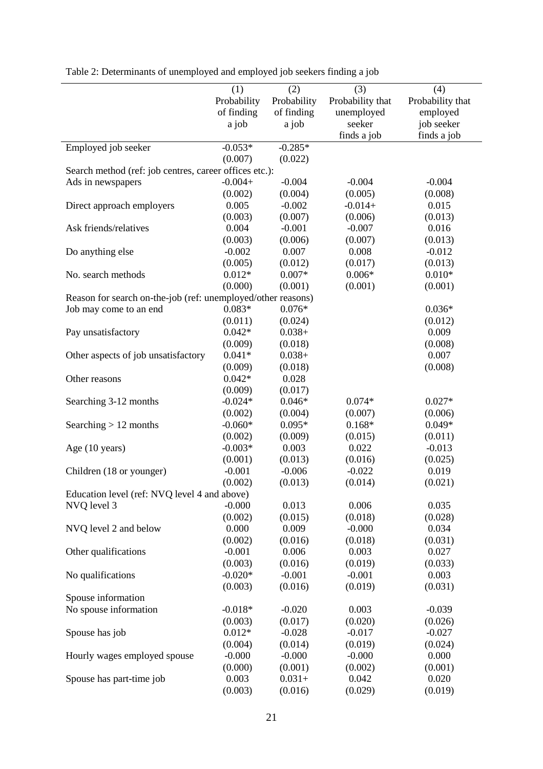Table 2: Determinants of unemployed and employed job seekers finding a job

| | (1) Probability of finding a job | (2) Probability of finding a job | (3) Probability that unemployed seeker finds a job | (4) Probability that employed job seeker finds a job |
|---|---|---|---|---|
| Employed job seeker | -0.053* | -0.285* | | |
| | (0.007) | (0.022) | | |
| Search method (ref: job centres, career offices etc.): | | | | |
| Ads in newspapers | -0.004+ | -0.004 | -0.004 | -0.004 |
| | (0.002) | (0.004) | (0.005) | (0.008) |
| Direct approach employers | 0.005 | -0.002 | -0.014+ | 0.015 |
| | (0.003) | (0.007) | (0.006) | (0.013) |
| Ask friends/relatives | 0.004 | -0.001 | -0.007 | 0.016 |
| | (0.003) | (0.006) | (0.007) | (0.013) |
| Do anything else | -0.002 | 0.007 | 0.008 | -0.012 |
| | (0.005) | (0.012) | (0.017) | (0.013) |
| No. search methods | 0.012* | 0.007* | 0.006* | 0.010* |
| | (0.000) | (0.001) | (0.001) | (0.001) |
| Reason for search on-the-job (ref: unemployed/other reasons) | | | | |
| Job may come to an end | 0.083* | 0.076* | | 0.036* |
| | (0.011) | (0.024) | | (0.012) |
| Pay unsatisfactory | 0.042* | 0.038+ | | 0.009 |
| | (0.009) | (0.018) | | (0.008) |
| Other aspects of job unsatisfactory | 0.041* | 0.038+ | | 0.007 |
| | (0.009) | (0.018) | | (0.008) |
| Other reasons | 0.042* | 0.028 | | |
| | (0.009) | (0.017) | | |
| Searching 3-12 months | -0.024* | 0.046* | 0.074* | 0.027* |
| | (0.002) | (0.004) | (0.007) | (0.006) |
| Searching > 12 months | -0.060* | 0.095* | 0.168* | 0.049* |
| | (0.002) | (0.009) | (0.015) | (0.011) |
| Age (10 years) | -0.003* | 0.003 | 0.022 | -0.013 |
| | (0.001) | (0.013) | (0.016) | (0.025) |
| Children (18 or younger) | -0.001 | -0.006 | -0.022 | 0.019 |
| | (0.002) | (0.013) | (0.014) | (0.021) |
| Education level (ref: NVQ level 4 and above) | | | | |
| NVQ level 3 | -0.000 | 0.013 | 0.006 | 0.035 |
| | (0.002) | (0.015) | (0.018) | (0.028) |
| NVQ level 2 and below | 0.000 | 0.009 | -0.000 | 0.034 |
| | (0.002) | (0.016) | (0.018) | (0.031) |
| Other qualifications | -0.001 | 0.006 | 0.003 | 0.027 |
| | (0.003) | (0.016) | (0.019) | (0.033) |
| No qualifications | -0.020* | -0.001 | -0.001 | 0.003 |
| | (0.003) | (0.016) | (0.019) | (0.031) |
| Spouse information | | | | |
| No spouse information | -0.018* | -0.020 | 0.003 | -0.039 |
| | (0.003) | (0.017) | (0.020) | (0.026) |
| Spouse has job | 0.012* | -0.028 | -0.017 | -0.027 |
| | (0.004) | (0.014) | (0.019) | (0.024) |
| Hourly wages employed spouse | -0.000 | -0.000 | -0.000 | 0.000 |
| | (0.000) | (0.001) | (0.002) | (0.001) |
| Spouse has part-time job | 0.003 | 0.031+ | 0.042 | 0.020 |
| | (0.003) | (0.016) | (0.029) | (0.019) |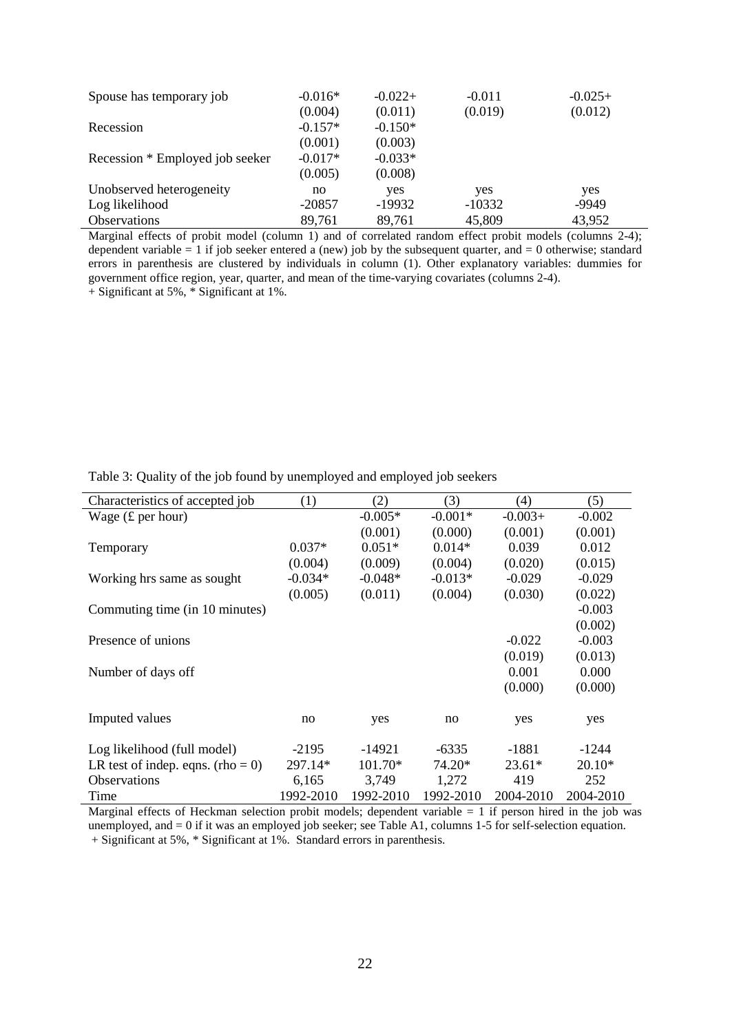| | | | | |
|---|---|---|---|---|
| Spouse has temporary job | -0.016* | -0.022+ | -0.011 | -0.025+ |
| | (0.004) | (0.011) | (0.019) | (0.012) |
| Recession | -0.157* | -0.150* | | |
| | (0.001) | (0.003) | | |
| Recession * Employed job seeker | -0.017* | -0.033* | | |
| | (0.005) | (0.008) | | |
| Unobserved heterogeneity | no | yes | yes | yes |
| Log likelihood | -20857 | -19932 | -10332 | -9949 |
| Observations | 89,761 | 89,761 | 45,809 | 43,952 |

Marginal effects of probit model (column 1) and of correlated random effect probit models (columns 2-4); dependent variable = 1 if job seeker entered a (new) job by the subsequent quarter, and = 0 otherwise; standard errors in parenthesis are clustered by individuals in column (1). Other explanatory variables: dummies for government office region, year, quarter, and mean of the time-varying covariates (columns 2-4).
+ Significant at 5%, * Significant at 1%.

Table 3: Quality of the job found by unemployed and employed job seekers

| Characteristics of accepted job | (1) | (2) | (3) | (4) | (5) |
|---|---|---|---|---|---|
| Wage (£ per hour) | | -0.005* | -0.001* | -0.003+ | -0.002 |
| | | (0.001) | (0.000) | (0.001) | (0.001) |
| Temporary | 0.037* | 0.051* | 0.014* | 0.039 | 0.012 |
| | (0.004) | (0.009) | (0.004) | (0.020) | (0.015) |
| Working hrs same as sought | -0.034* | -0.048* | -0.013* | -0.029 | -0.029 |
| | (0.005) | (0.011) | (0.004) | (0.030) | (0.022) |
| Commuting time (in 10 minutes) | | | | | -0.003 |
| | | | | | (0.002) |
| Presence of unions | | | | -0.022 | -0.003 |
| | | | | (0.019) | (0.013) |
| Number of days off | | | | 0.001 | 0.000 |
| | | | | (0.000) | (0.000) |
| Imputed values | no | yes | no | yes | yes |
| Log likelihood (full model) | -2195 | -14921 | -6335 | -1881 | -1244 |
| LR test of indep. eqns. (rho = 0) | 297.14* | 101.70* | 74.20* | 23.61* | 20.10* |
| Observations | 6,165 | 3,749 | 1,272 | 419 | 252 |
| Time | 1992-2010 | 1992-2010 | 1992-2010 | 2004-2010 | 2004-2010 |

Marginal effects of Heckman selection probit models; dependent variable = 1 if person hired in the job was unemployed, and = 0 if it was an employed job seeker; see Table A1, columns 1-5 for self-selection equation.
+ Significant at 5%, * Significant at 1%. Standard errors in parenthesis.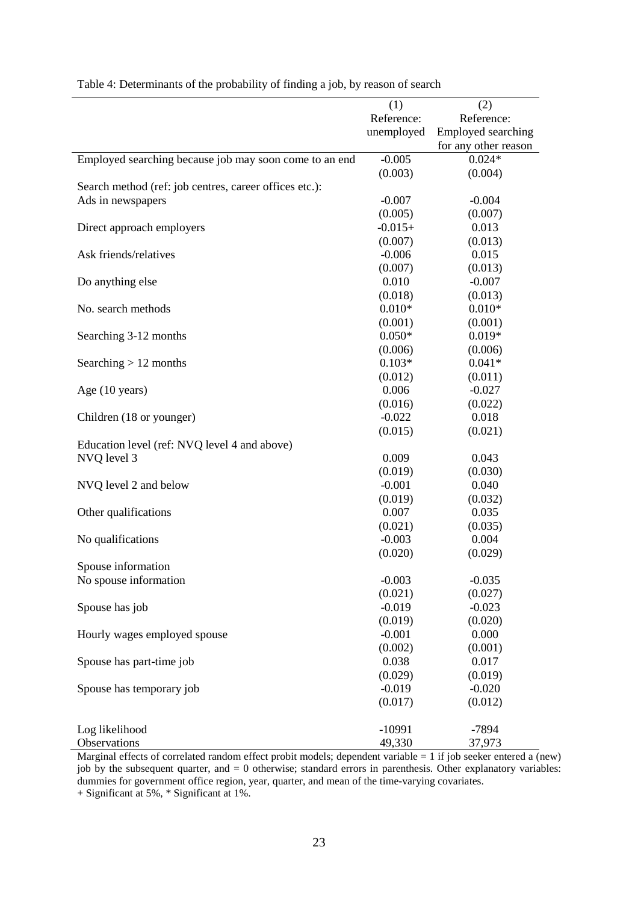Table 4: Determinants of the probability of finding a job, by reason of search

| | (1) Reference: unemployed | (2) Reference: Employed searching for any other reason |
|---|---|---|
| Employed searching because job may soon come to an end | -0.005 | 0.024* |
| | (0.003) | (0.004) |
| Search method (ref: job centres, career offices etc.): | | |
| Ads in newspapers | -0.007 | -0.004 |
| | (0.005) | (0.007) |
| Direct approach employers | -0.015+ | 0.013 |
| | (0.007) | (0.013) |
| Ask friends/relatives | -0.006 | 0.015 |
| | (0.007) | (0.013) |
| Do anything else | 0.010 | -0.007 |
| | (0.018) | (0.013) |
| No. search methods | 0.010* | 0.010* |
| | (0.001) | (0.001) |
| Searching 3-12 months | 0.050* | 0.019* |
| | (0.006) | (0.006) |
| Searching > 12 months | 0.103* | 0.041* |
| | (0.012) | (0.011) |
| Age (10 years) | 0.006 | -0.027 |
| | (0.016) | (0.022) |
| Children (18 or younger) | -0.022 | 0.018 |
| | (0.015) | (0.021) |
| Education level (ref: NVQ level 4 and above) | | |
| NVQ level 3 | 0.009 | 0.043 |
| | (0.019) | (0.030) |
| NVQ level 2 and below | -0.001 | 0.040 |
| | (0.019) | (0.032) |
| Other qualifications | 0.007 | 0.035 |
| | (0.021) | (0.035) |
| No qualifications | -0.003 | 0.004 |
| | (0.020) | (0.029) |
| Spouse information | | |
| No spouse information | -0.003 | -0.035 |
| | (0.021) | (0.027) |
| Spouse has job | -0.019 | -0.023 |
| | (0.019) | (0.020) |
| Hourly wages employed spouse | -0.001 | 0.000 |
| | (0.002) | (0.001) |
| Spouse has part-time job | 0.038 | 0.017 |
| | (0.029) | (0.019) |
| Spouse has temporary job | -0.019 | -0.020 |
| | (0.017) | (0.012) |
| Log likelihood | -10991 | -7894 |
| Observations | 49,330 | 37,973 |

Marginal effects of correlated random effect probit models; dependent variable = 1 if job seeker entered a (new) job by the subsequent quarter, and = 0 otherwise; standard errors in parenthesis. Other explanatory variables: dummies for government office region, year, quarter, and mean of the time-varying covariates.
+ Significant at 5%, * Significant at 1%.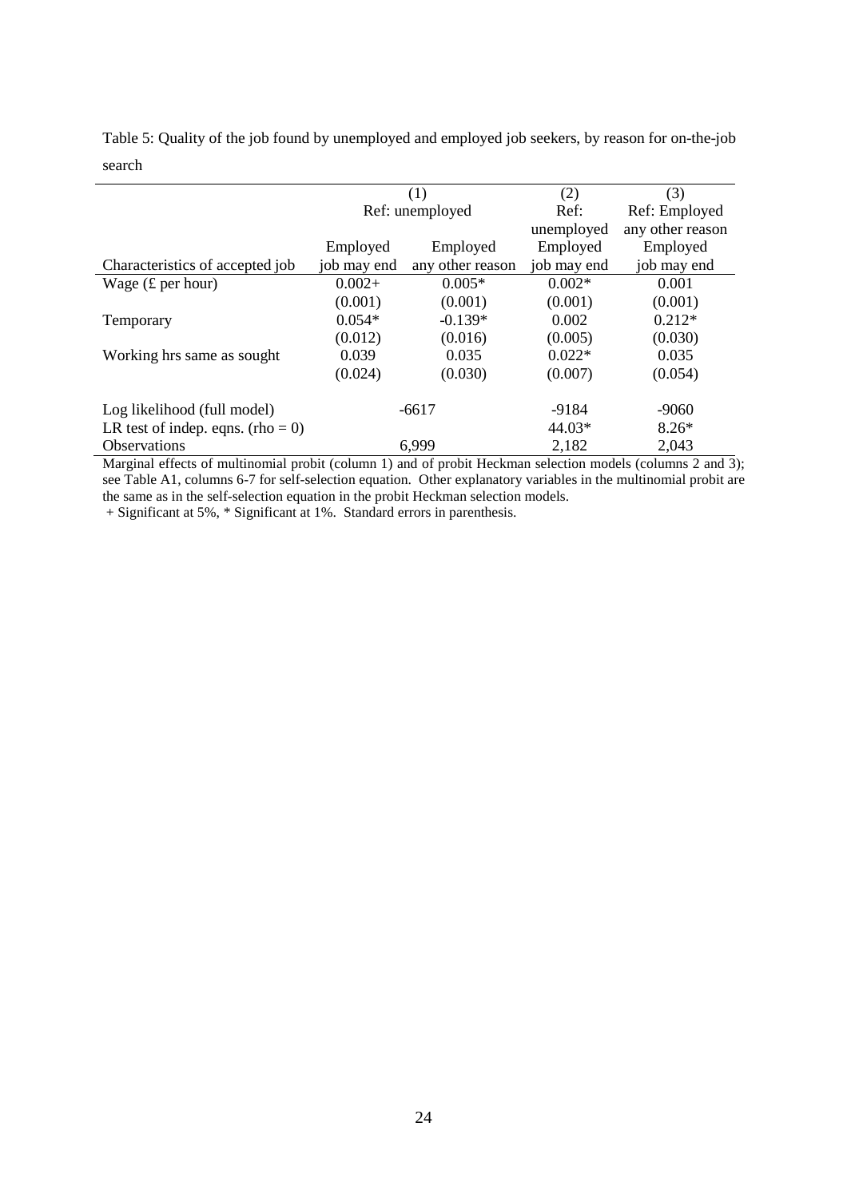Table 5: Quality of the job found by unemployed and employed job seekers, by reason for on-the-job search

| | (1) | | (2) | (3) |
|---|---|---|---|---|
| | Ref: unemployed | | Ref: unemployed | Ref: Employed any other reason |
| Characteristics of accepted job | Employed job may end | Employed any other reason | Employed job may end | Employed job may end |
| Wage (£ per hour) | 0.002+ | 0.005* | 0.002* | 0.001 |
| | (0.001) | (0.001) | (0.001) | (0.001) |
| Temporary | 0.054* | -0.139* | 0.002 | 0.212* |
| | (0.012) | (0.016) | (0.005) | (0.030) |
| Working hrs same as sought | 0.039 | 0.035 | 0.022* | 0.035 |
| | (0.024) | (0.030) | (0.007) | (0.054) |
| Log likelihood (full model) | -6617 | | -9184 | -9060 |
| LR test of indep. eqns. (rho = 0) | | | 44.03* | 8.26* |
| Observations | 6,999 | | 2,182 | 2,043 |

Marginal effects of multinomial probit (column 1) and of probit Heckman selection models (columns 2 and 3); see Table A1, columns 6-7 for self-selection equation. Other explanatory variables in the multinomial probit are the same as in the self-selection equation in the probit Heckman selection models.
+ Significant at 5%, * Significant at 1%. Standard errors in parenthesis.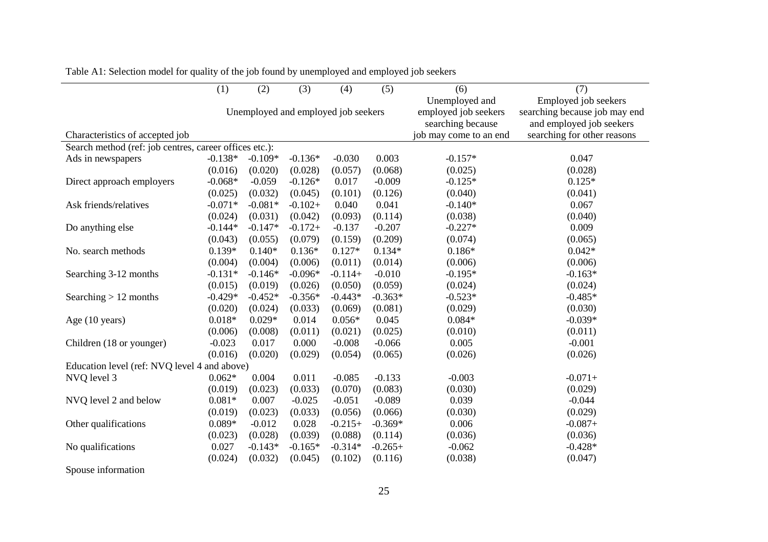Table A1: Selection model for quality of the job found by unemployed and employed job seekers

| | (1) | (2) | (3) | (4) | (5) | (6) | (7) |
|---|---|---|---|---|---|---|---|
| | Unemployed and employed job seekers | | | | | Unemployed and employed job seekers searching because job may come to an end | Employed job seekers searching because job may end and employed job seekers searching for other reasons |
| Characteristics of accepted job | | | | | | | |
| Search method (ref: job centres, career offices etc.): | | | | | | | |
| Ads in newspapers | -0.138* | -0.109* | -0.136* | -0.030 | 0.003 | -0.157* | 0.047 |
| | (0.016) | (0.020) | (0.028) | (0.057) | (0.068) | (0.025) | (0.028) |
| Direct approach employers | -0.068* | -0.059 | -0.126* | 0.017 | -0.009 | -0.125* | 0.125* |
| | (0.025) | (0.032) | (0.045) | (0.101) | (0.126) | (0.040) | (0.041) |
| Ask friends/relatives | -0.071* | -0.081* | -0.102+ | 0.040 | 0.041 | -0.140* | 0.067 |
| | (0.024) | (0.031) | (0.042) | (0.093) | (0.114) | (0.038) | (0.040) |
| Do anything else | -0.144* | -0.147* | -0.172+ | -0.137 | -0.207 | -0.227* | 0.009 |
| | (0.043) | (0.055) | (0.079) | (0.159) | (0.209) | (0.074) | (0.065) |
| No. search methods | 0.139* | 0.140* | 0.136* | 0.127* | 0.134* | 0.186* | 0.042* |
| | (0.004) | (0.004) | (0.006) | (0.011) | (0.014) | (0.006) | (0.006) |
| Searching 3-12 months | -0.131* | -0.146* | -0.096* | -0.114+ | -0.010 | -0.195* | -0.163* |
| | (0.015) | (0.019) | (0.026) | (0.050) | (0.059) | (0.024) | (0.024) |
| Searching > 12 months | -0.429* | -0.452* | -0.356* | -0.443* | -0.363* | -0.523* | -0.485* |
| | (0.020) | (0.024) | (0.033) | (0.069) | (0.081) | (0.029) | (0.030) |
| Age (10 years) | 0.018* | 0.029* | 0.014 | 0.056* | 0.045 | 0.084* | -0.039* |
| | (0.006) | (0.008) | (0.011) | (0.021) | (0.025) | (0.010) | (0.011) |
| Children (18 or younger) | -0.023 | 0.017 | 0.000 | -0.008 | -0.066 | 0.005 | -0.001 |
| | (0.016) | (0.020) | (0.029) | (0.054) | (0.065) | (0.026) | (0.026) |
| Education level (ref: NVQ level 4 and above) | | | | | | | |
| NVQ level 3 | 0.062* | 0.004 | 0.011 | -0.085 | -0.133 | -0.003 | -0.071+ |
| | (0.019) | (0.023) | (0.033) | (0.070) | (0.083) | (0.030) | (0.029) |
| NVQ level 2 and below | 0.081* | 0.007 | -0.025 | -0.051 | -0.089 | 0.039 | -0.044 |
| | (0.019) | (0.023) | (0.033) | (0.056) | (0.066) | (0.030) | (0.029) |
| Other qualifications | 0.089* | -0.012 | 0.028 | -0.215+ | -0.369* | 0.006 | -0.087+ |
| | (0.023) | (0.028) | (0.039) | (0.088) | (0.114) | (0.036) | (0.036) |
| No qualifications | 0.027 | -0.143* | -0.165* | -0.314* | -0.265+ | -0.062 | -0.428* |
| | (0.024) | (0.032) | (0.045) | (0.102) | (0.116) | (0.038) | (0.047) |
| Spouse information | | | | | | | |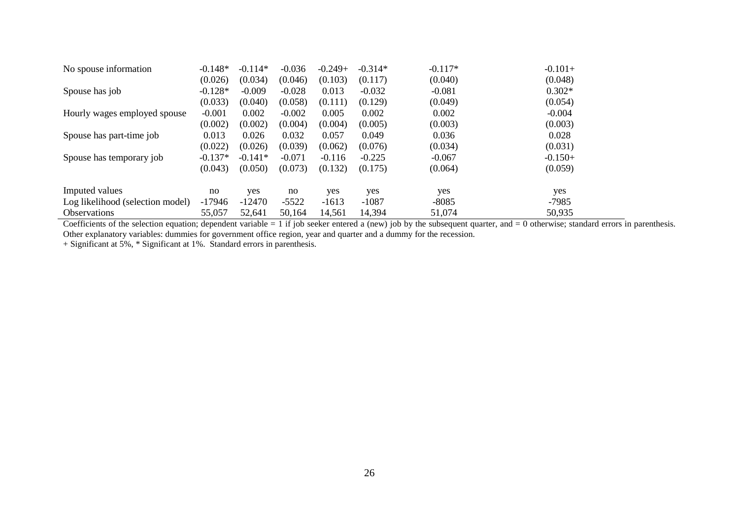| | | | | | | | |
|---|---|---|---|---|---|---|---|
| No spouse information | -0.148* | -0.114* | -0.036 | -0.249+ | -0.314* | -0.117* | -0.101+ |
| | (0.026) | (0.034) | (0.046) | (0.103) | (0.117) | (0.040) | (0.048) |
| Spouse has job | -0.128* | -0.009 | -0.028 | 0.013 | -0.032 | -0.081 | 0.302* |
| | (0.033) | (0.040) | (0.058) | (0.111) | (0.129) | (0.049) | (0.054) |
| Hourly wages employed spouse | -0.001 | 0.002 | -0.002 | 0.005 | 0.002 | 0.002 | -0.004 |
| | (0.002) | (0.002) | (0.004) | (0.004) | (0.005) | (0.003) | (0.003) |
| Spouse has part-time job | 0.013 | 0.026 | 0.032 | 0.057 | 0.049 | 0.036 | 0.028 |
| | (0.022) | (0.026) | (0.039) | (0.062) | (0.076) | (0.034) | (0.031) |
| Spouse has temporary job | -0.137* | -0.141* | -0.071 | -0.116 | -0.225 | -0.067 | -0.150+ |
| | (0.043) | (0.050) | (0.073) | (0.132) | (0.175) | (0.064) | (0.059) |
| Imputed values | no | yes | no | yes | yes | yes | yes |
| Log likelihood (selection model) | -17946 | -12470 | -5522 | -1613 | -1087 | -8085 | -7985 |
| Observations | 55,057 | 52,641 | 50,164 | 14,561 | 14,394 | 51,074 | 50,935 |

Coefficients of the selection equation; dependent variable = 1 if job seeker entered a (new) job by the subsequent quarter, and = 0 otherwise; standard errors in parenthesis. Other explanatory variables: dummies for government office region, year and quarter and a dummy for the recession.
+ Significant at 5%, * Significant at 1%. Standard errors in parenthesis.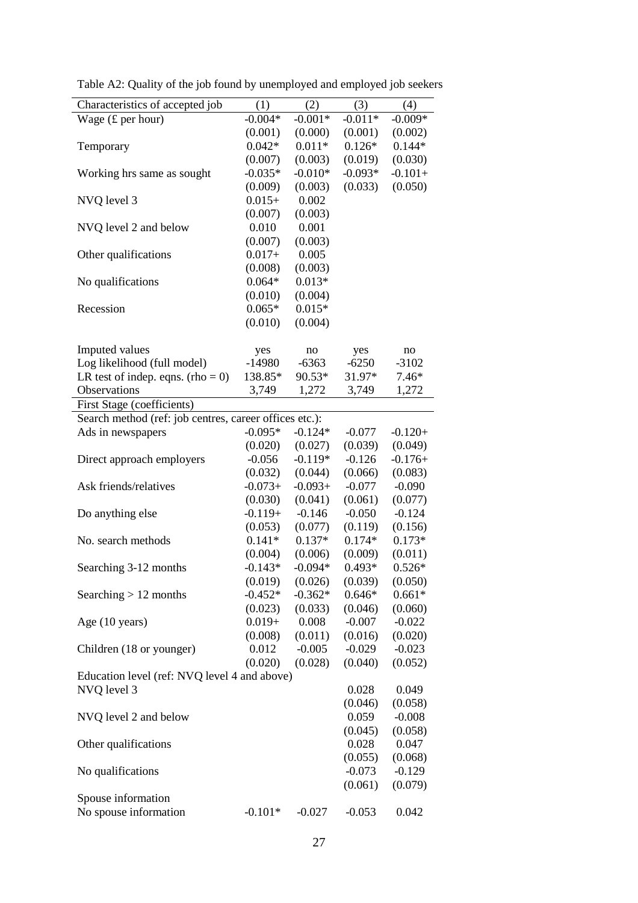Table A2: Quality of the job found by unemployed and employed job seekers

| Characteristics of accepted job | (1) | (2) | (3) | (4) |
|---|---|---|---|---|
| Wage (£ per hour) | -0.004* | -0.001* | -0.011* | -0.009* |
| | (0.001) | (0.000) | (0.001) | (0.002) |
| Temporary | 0.042* | 0.011* | 0.126* | 0.144* |
| | (0.007) | (0.003) | (0.019) | (0.030) |
| Working hrs same as sought | -0.035* | -0.010* | -0.093* | -0.101+ |
| | (0.009) | (0.003) | (0.033) | (0.050) |
| NVQ level 3 | 0.015+ | 0.002 | | |
| | (0.007) | (0.003) | | |
| NVQ level 2 and below | 0.010 | 0.001 | | |
| | (0.007) | (0.003) | | |
| Other qualifications | 0.017+ | 0.005 | | |
| | (0.008) | (0.003) | | |
| No qualifications | 0.064* | 0.013* | | |
| | (0.010) | (0.004) | | |
| Recession | 0.065* | 0.015* | | |
| | (0.010) | (0.004) | | |
| | | | | |
| Imputed values | yes | no | yes | no |
| Log likelihood (full model) | -14980 | -6363 | -6250 | -3102 |
| LR test of indep. eqns. (rho = 0) | 138.85* | 90.53* | 31.97* | 7.46* |
| Observations | 3,749 | 1,272 | 3,749 | 1,272 |
| **First Stage (coefficients)** | | | | |
| Search method (ref: job centres, career offices etc.): | | | | |
| Ads in newspapers | -0.095* | -0.124* | -0.077 | -0.120+ |
| | (0.020) | (0.027) | (0.039) | (0.049) |
| Direct approach employers | -0.056 | -0.119* | -0.126 | -0.176+ |
| | (0.032) | (0.044) | (0.066) | (0.083) |
| Ask friends/relatives | -0.073+ | -0.093+ | -0.077 | -0.090 |
| | (0.030) | (0.041) | (0.061) | (0.077) |
| Do anything else | -0.119+ | -0.146 | -0.050 | -0.124 |
| | (0.053) | (0.077) | (0.119) | (0.156) |
| No. search methods | 0.141* | 0.137* | 0.174* | 0.173* |
| | (0.004) | (0.006) | (0.009) | (0.011) |
| Searching 3-12 months | -0.143* | -0.094* | 0.493* | 0.526* |
| | (0.019) | (0.026) | (0.039) | (0.050) |
| Searching > 12 months | -0.452* | -0.362* | 0.646* | 0.661* |
| | (0.023) | (0.033) | (0.046) | (0.060) |
| Age (10 years) | 0.019+ | 0.008 | -0.007 | -0.022 |
| | (0.008) | (0.011) | (0.016) | (0.020) |
| Children (18 or younger) | 0.012 | -0.005 | -0.029 | -0.023 |
| | (0.020) | (0.028) | (0.040) | (0.052) |
| Education level (ref: NVQ level 4 and above) | | | | |
| NVQ level 3 | | | 0.028 | 0.049 |
| | | | (0.046) | (0.058) |
| NVQ level 2 and below | | | 0.059 | -0.008 |
| | | | (0.045) | (0.058) |
| Other qualifications | | | 0.028 | 0.047 |
| | | | (0.055) | (0.068) |
| No qualifications | | | -0.073 | -0.129 |
| | | | (0.061) | (0.079) |
| Spouse information | | | | |
| No spouse information | -0.101* | -0.027 | -0.053 | 0.042 |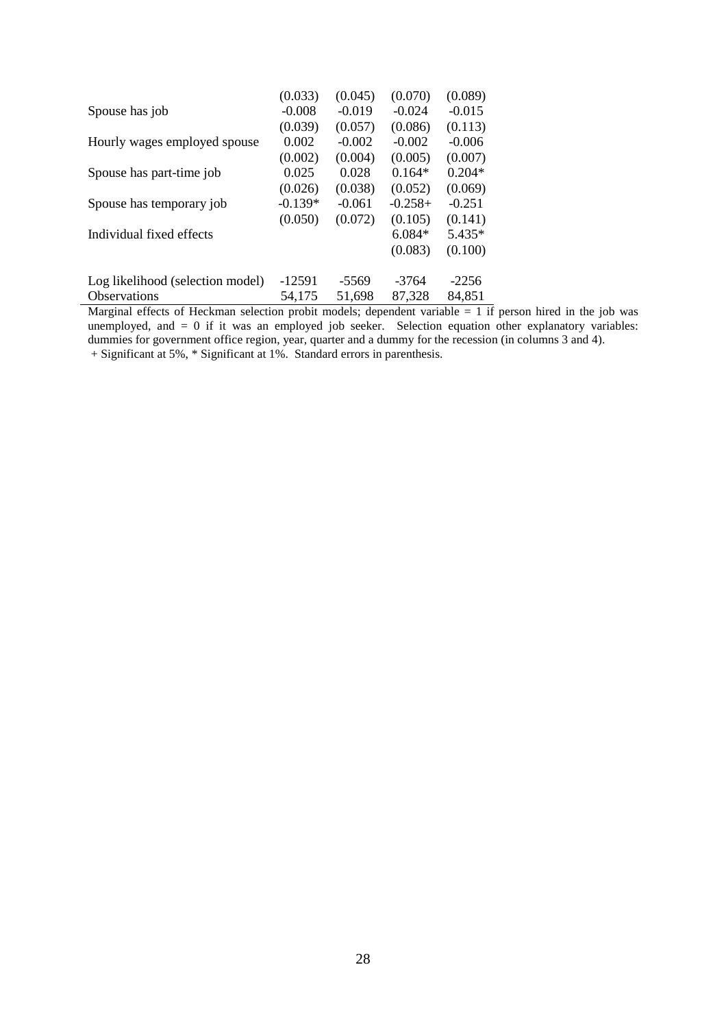| | | | | |
|---|---|---|---|---|
| | (0.033) | (0.045) | (0.070) | (0.089) |
| Spouse has job | -0.008 | -0.019 | -0.024 | -0.015 |
| | (0.039) | (0.057) | (0.086) | (0.113) |
| Hourly wages employed spouse | 0.002 | -0.002 | -0.002 | -0.006 |
| | (0.002) | (0.004) | (0.005) | (0.007) |
| Spouse has part-time job | 0.025 | 0.028 | 0.164* | 0.204* |
| | (0.026) | (0.038) | (0.052) | (0.069) |
| Spouse has temporary job | -0.139* | -0.061 | -0.258+ | -0.251 |
| | (0.050) | (0.072) | (0.105) | (0.141) |
| Individual fixed effects | | | 6.084* | 5.435* |
| | | | (0.083) | (0.100) |
| Log likelihood (selection model) | -12591 | -5569 | -3764 | -2256 |
| Observations | 54,175 | 51,698 | 87,328 | 84,851 |

Marginal effects of Heckman selection probit models; dependent variable = 1 if person hired in the job was unemployed, and = 0 if it was an employed job seeker. Selection equation other explanatory variables: dummies for government office region, year, quarter and a dummy for the recession (in columns 3 and 4).
+ Significant at 5%, * Significant at 1%. Standard errors in parenthesis.